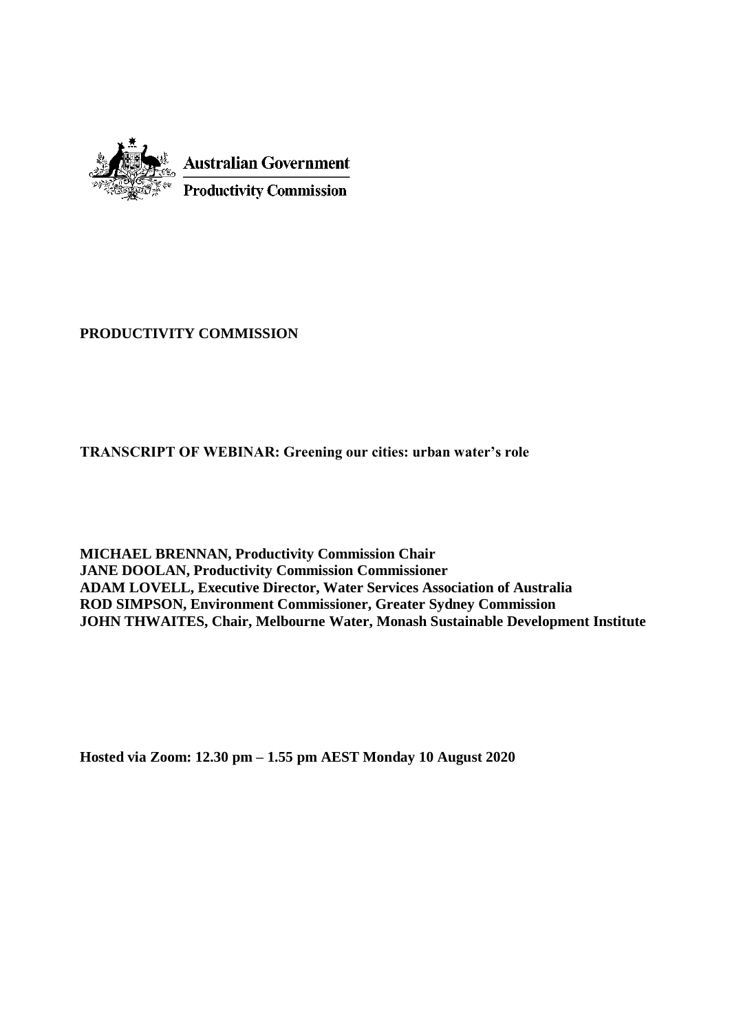Australian Government

Productivity Commission

**PRODUCTIVITY COMMISSION**

**TRANSCRIPT OF WEBINAR: Greening our cities: urban water's role**

**MICHAEL BRENNAN, Productivity Commission Chair**
**JANE DOOLAN, Productivity Commission Commissioner**
**ADAM LOVELL, Executive Director, Water Services Association of Australia**
**ROD SIMPSON, Environment Commissioner, Greater Sydney Commission**
**JOHN THWAITES, Chair, Melbourne Water, Monash Sustainable Development Institute**

**Hosted via Zoom: 12.30 pm – 1.55 pm AEST Monday 10 August 2020**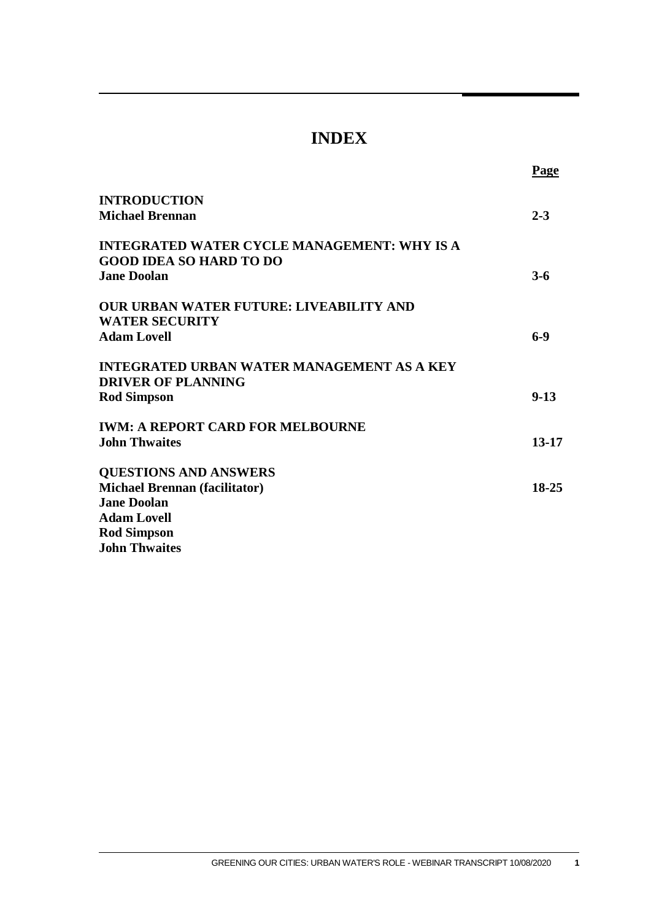# INDEX

| | Page |
|---|---|
| **INTRODUCTION**<br>**Michael Brennan** | **2-3** |
| **INTEGRATED WATER CYCLE MANAGEMENT: WHY IS A GOOD IDEA SO HARD TO DO**<br>**Jane Doolan** | **3-6** |
| **OUR URBAN WATER FUTURE: LIVEABILITY AND WATER SECURITY**<br>**Adam Lovell** | **6-9** |
| **INTEGRATED URBAN WATER MANAGEMENT AS A KEY DRIVER OF PLANNING**<br>**Rod Simpson** | **9-13** |
| **IWM: A REPORT CARD FOR MELBOURNE**<br>**John Thwaites** | **13-17** |
| **QUESTIONS AND ANSWERS**<br>**Michael Brennan (facilitator)**<br>**Jane Doolan**<br>**Adam Lovell**<br>**Rod Simpson**<br>**John Thwaites** | **18-25** |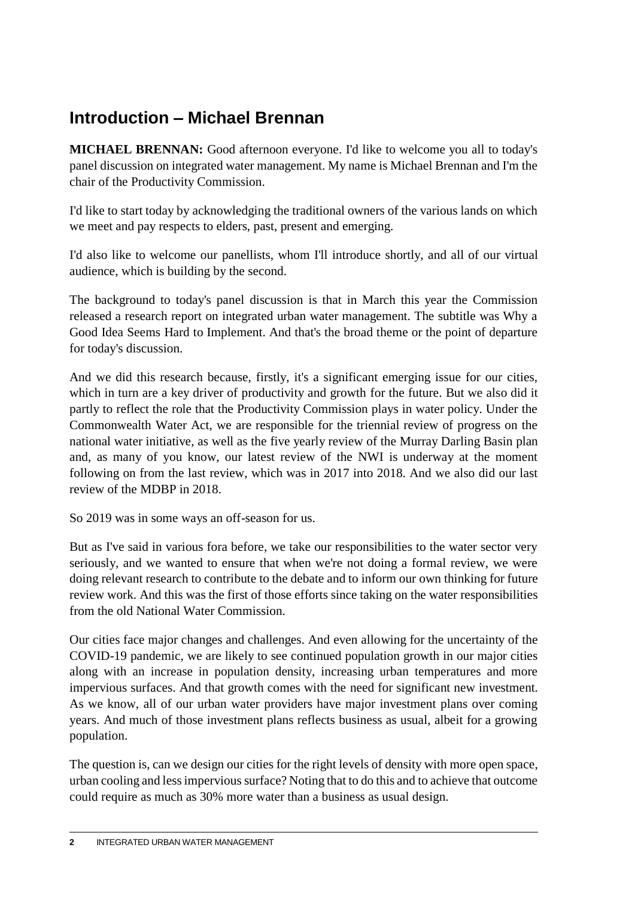## Introduction – Michael Brennan

**MICHAEL BRENNAN:** Good afternoon everyone. I'd like to welcome you all to today's panel discussion on integrated water management. My name is Michael Brennan and I'm the chair of the Productivity Commission.

I'd like to start today by acknowledging the traditional owners of the various lands on which we meet and pay respects to elders, past, present and emerging.

I'd also like to welcome our panellists, whom I'll introduce shortly, and all of our virtual audience, which is building by the second.

The background to today's panel discussion is that in March this year the Commission released a research report on integrated urban water management. The subtitle was Why a Good Idea Seems Hard to Implement. And that's the broad theme or the point of departure for today's discussion.

And we did this research because, firstly, it's a significant emerging issue for our cities, which in turn are a key driver of productivity and growth for the future. But we also did it partly to reflect the role that the Productivity Commission plays in water policy. Under the Commonwealth Water Act, we are responsible for the triennial review of progress on the national water initiative, as well as the five yearly review of the Murray Darling Basin plan and, as many of you know, our latest review of the NWI is underway at the moment following on from the last review, which was in 2017 into 2018. And we also did our last review of the MDBP in 2018.

So 2019 was in some ways an off-season for us.

But as I've said in various fora before, we take our responsibilities to the water sector very seriously, and we wanted to ensure that when we're not doing a formal review, we were doing relevant research to contribute to the debate and to inform our own thinking for future review work. And this was the first of those efforts since taking on the water responsibilities from the old National Water Commission.

Our cities face major changes and challenges. And even allowing for the uncertainty of the COVID-19 pandemic, we are likely to see continued population growth in our major cities along with an increase in population density, increasing urban temperatures and more impervious surfaces. And that growth comes with the need for significant new investment. As we know, all of our urban water providers have major investment plans over coming years. And much of those investment plans reflects business as usual, albeit for a growing population.

The question is, can we design our cities for the right levels of density with more open space, urban cooling and less impervious surface? Noting that to do this and to achieve that outcome could require as much as 30% more water than a business as usual design.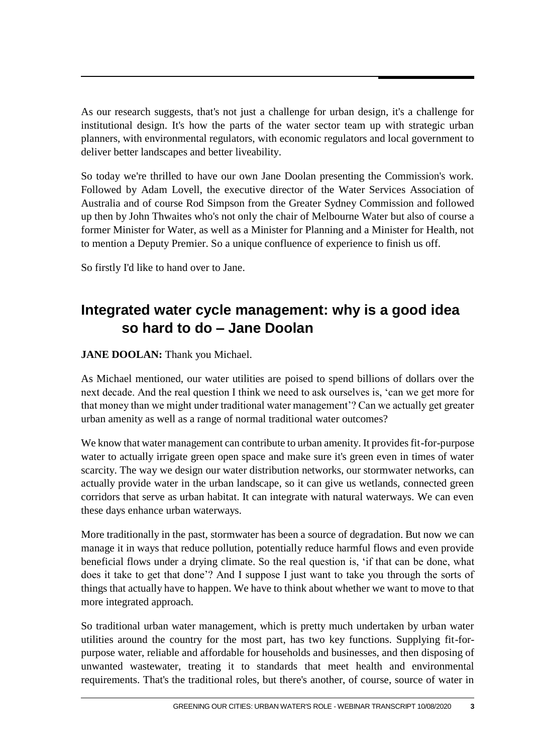As our research suggests, that's not just a challenge for urban design, it's a challenge for institutional design. It's how the parts of the water sector team up with strategic urban planners, with environmental regulators, with economic regulators and local government to deliver better landscapes and better liveability.

So today we're thrilled to have our own Jane Doolan presenting the Commission's work. Followed by Adam Lovell, the executive director of the Water Services Association of Australia and of course Rod Simpson from the Greater Sydney Commission and followed up then by John Thwaites who's not only the chair of Melbourne Water but also of course a former Minister for Water, as well as a Minister for Planning and a Minister for Health, not to mention a Deputy Premier. So a unique confluence of experience to finish us off.

So firstly I'd like to hand over to Jane.

## Integrated water cycle management: why is a good idea so hard to do – Jane Doolan

**JANE DOOLAN:** Thank you Michael.

As Michael mentioned, our water utilities are poised to spend billions of dollars over the next decade. And the real question I think we need to ask ourselves is, 'can we get more for that money than we might under traditional water management'? Can we actually get greater urban amenity as well as a range of normal traditional water outcomes?

We know that water management can contribute to urban amenity. It provides fit-for-purpose water to actually irrigate green open space and make sure it's green even in times of water scarcity. The way we design our water distribution networks, our stormwater networks, can actually provide water in the urban landscape, so it can give us wetlands, connected green corridors that serve as urban habitat. It can integrate with natural waterways. We can even these days enhance urban waterways.

More traditionally in the past, stormwater has been a source of degradation. But now we can manage it in ways that reduce pollution, potentially reduce harmful flows and even provide beneficial flows under a drying climate. So the real question is, 'if that can be done, what does it take to get that done'? And I suppose I just want to take you through the sorts of things that actually have to happen. We have to think about whether we want to move to that more integrated approach.

So traditional urban water management, which is pretty much undertaken by urban water utilities around the country for the most part, has two key functions. Supplying fit-for-purpose water, reliable and affordable for households and businesses, and then disposing of unwanted wastewater, treating it to standards that meet health and environmental requirements. That's the traditional roles, but there's another, of course, source of water in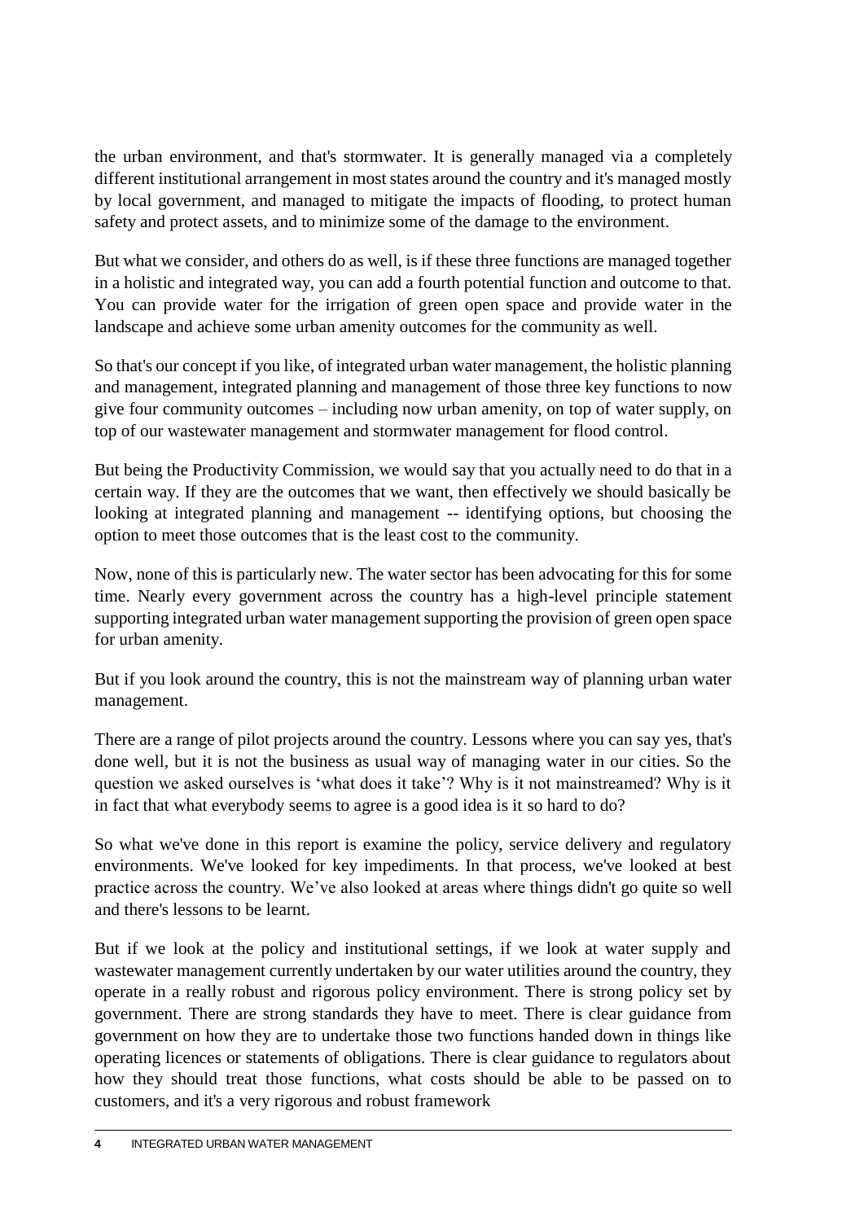the urban environment, and that's stormwater. It is generally managed via a completely different institutional arrangement in most states around the country and it's managed mostly by local government, and managed to mitigate the impacts of flooding, to protect human safety and protect assets, and to minimize some of the damage to the environment.

But what we consider, and others do as well, is if these three functions are managed together in a holistic and integrated way, you can add a fourth potential function and outcome to that. You can provide water for the irrigation of green open space and provide water in the landscape and achieve some urban amenity outcomes for the community as well.

So that's our concept if you like, of integrated urban water management, the holistic planning and management, integrated planning and management of those three key functions to now give four community outcomes – including now urban amenity, on top of water supply, on top of our wastewater management and stormwater management for flood control.

But being the Productivity Commission, we would say that you actually need to do that in a certain way. If they are the outcomes that we want, then effectively we should basically be looking at integrated planning and management -- identifying options, but choosing the option to meet those outcomes that is the least cost to the community.

Now, none of this is particularly new. The water sector has been advocating for this for some time. Nearly every government across the country has a high-level principle statement supporting integrated urban water management supporting the provision of green open space for urban amenity.

But if you look around the country, this is not the mainstream way of planning urban water management.

There are a range of pilot projects around the country. Lessons where you can say yes, that's done well, but it is not the business as usual way of managing water in our cities. So the question we asked ourselves is 'what does it take'? Why is it not mainstreamed? Why is it in fact that what everybody seems to agree is a good idea is it so hard to do?

So what we've done in this report is examine the policy, service delivery and regulatory environments. We've looked for key impediments. In that process, we've looked at best practice across the country. We've also looked at areas where things didn't go quite so well and there's lessons to be learnt.

But if we look at the policy and institutional settings, if we look at water supply and wastewater management currently undertaken by our water utilities around the country, they operate in a really robust and rigorous policy environment. There is strong policy set by government. There are strong standards they have to meet. There is clear guidance from government on how they are to undertake those two functions handed down in things like operating licences or statements of obligations. There is clear guidance to regulators about how they should treat those functions, what costs should be able to be passed on to customers, and it's a very rigorous and robust framework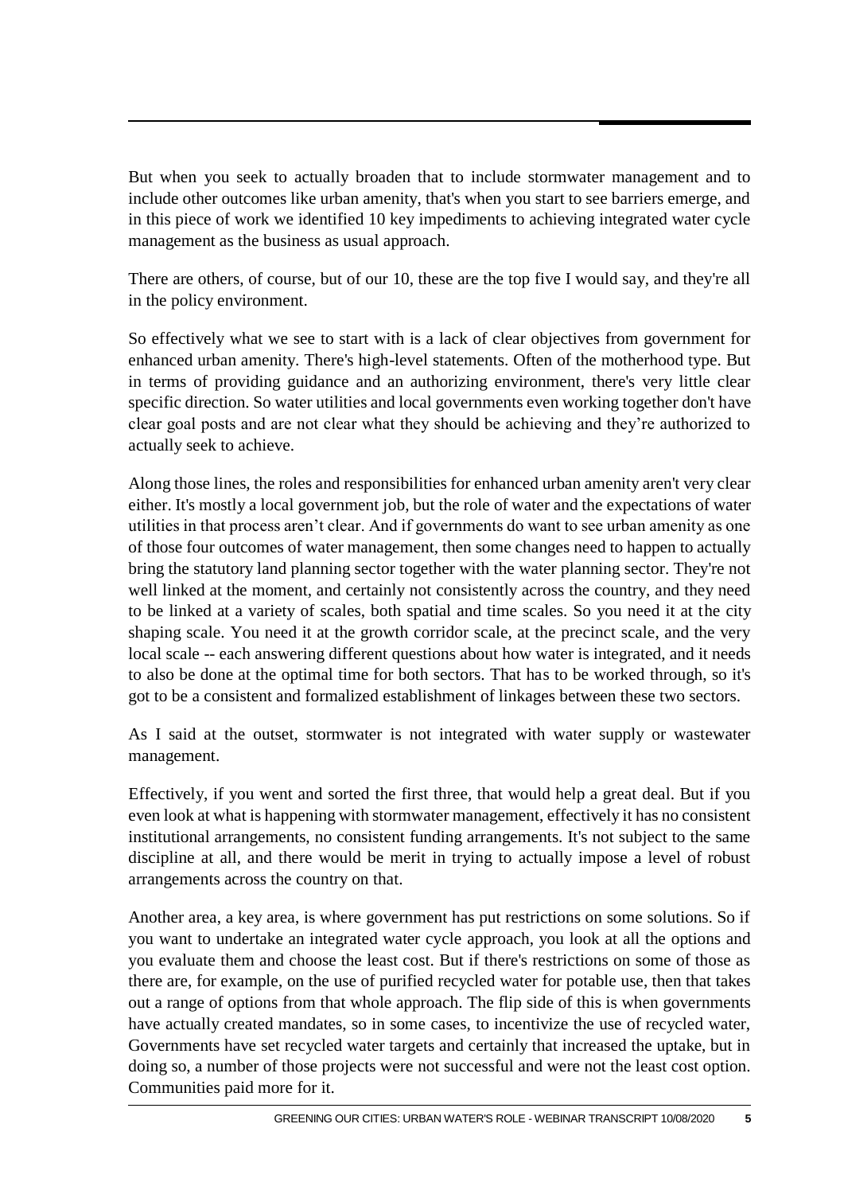But when you seek to actually broaden that to include stormwater management and to include other outcomes like urban amenity, that's when you start to see barriers emerge, and in this piece of work we identified 10 key impediments to achieving integrated water cycle management as the business as usual approach.

There are others, of course, but of our 10, these are the top five I would say, and they're all in the policy environment.

So effectively what we see to start with is a lack of clear objectives from government for enhanced urban amenity. There's high-level statements. Often of the motherhood type. But in terms of providing guidance and an authorizing environment, there's very little clear specific direction. So water utilities and local governments even working together don't have clear goal posts and are not clear what they should be achieving and they're authorized to actually seek to achieve.

Along those lines, the roles and responsibilities for enhanced urban amenity aren't very clear either. It's mostly a local government job, but the role of water and the expectations of water utilities in that process aren't clear. And if governments do want to see urban amenity as one of those four outcomes of water management, then some changes need to happen to actually bring the statutory land planning sector together with the water planning sector. They're not well linked at the moment, and certainly not consistently across the country, and they need to be linked at a variety of scales, both spatial and time scales. So you need it at the city shaping scale. You need it at the growth corridor scale, at the precinct scale, and the very local scale -- each answering different questions about how water is integrated, and it needs to also be done at the optimal time for both sectors. That has to be worked through, so it's got to be a consistent and formalized establishment of linkages between these two sectors.

As I said at the outset, stormwater is not integrated with water supply or wastewater management.

Effectively, if you went and sorted the first three, that would help a great deal. But if you even look at what is happening with stormwater management, effectively it has no consistent institutional arrangements, no consistent funding arrangements. It's not subject to the same discipline at all, and there would be merit in trying to actually impose a level of robust arrangements across the country on that.

Another area, a key area, is where government has put restrictions on some solutions. So if you want to undertake an integrated water cycle approach, you look at all the options and you evaluate them and choose the least cost. But if there's restrictions on some of those as there are, for example, on the use of purified recycled water for potable use, then that takes out a range of options from that whole approach. The flip side of this is when governments have actually created mandates, so in some cases, to incentivize the use of recycled water, Governments have set recycled water targets and certainly that increased the uptake, but in doing so, a number of those projects were not successful and were not the least cost option. Communities paid more for it.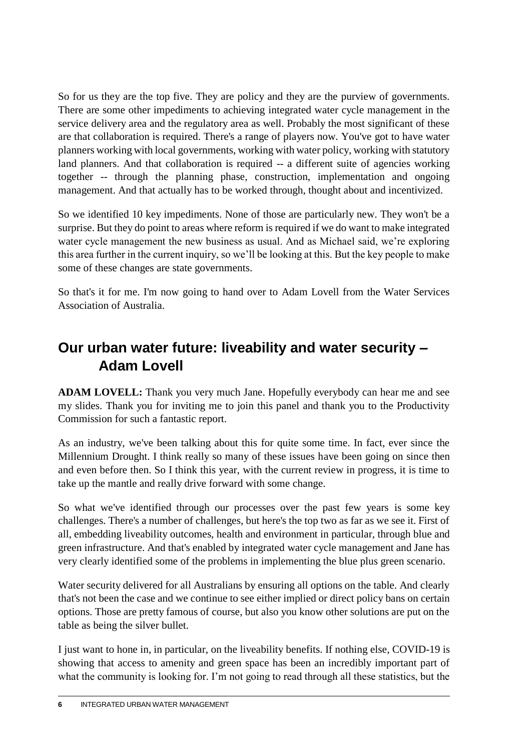So for us they are the top five. They are policy and they are the purview of governments. There are some other impediments to achieving integrated water cycle management in the service delivery area and the regulatory area as well. Probably the most significant of these are that collaboration is required. There's a range of players now. You've got to have water planners working with local governments, working with water policy, working with statutory land planners. And that collaboration is required -- a different suite of agencies working together -- through the planning phase, construction, implementation and ongoing management. And that actually has to be worked through, thought about and incentivized.

So we identified 10 key impediments. None of those are particularly new. They won't be a surprise. But they do point to areas where reform is required if we do want to make integrated water cycle management the new business as usual. And as Michael said, we're exploring this area further in the current inquiry, so we'll be looking at this. But the key people to make some of these changes are state governments.

So that's it for me. I'm now going to hand over to Adam Lovell from the Water Services Association of Australia.

## Our urban water future: liveability and water security – Adam Lovell

**ADAM LOVELL:** Thank you very much Jane. Hopefully everybody can hear me and see my slides. Thank you for inviting me to join this panel and thank you to the Productivity Commission for such a fantastic report.

As an industry, we've been talking about this for quite some time. In fact, ever since the Millennium Drought. I think really so many of these issues have been going on since then and even before then. So I think this year, with the current review in progress, it is time to take up the mantle and really drive forward with some change.

So what we've identified through our processes over the past few years is some key challenges. There's a number of challenges, but here's the top two as far as we see it. First of all, embedding liveability outcomes, health and environment in particular, through blue and green infrastructure. And that's enabled by integrated water cycle management and Jane has very clearly identified some of the problems in implementing the blue plus green scenario.

Water security delivered for all Australians by ensuring all options on the table. And clearly that's not been the case and we continue to see either implied or direct policy bans on certain options. Those are pretty famous of course, but also you know other solutions are put on the table as being the silver bullet.

I just want to hone in, in particular, on the liveability benefits. If nothing else, COVID-19 is showing that access to amenity and green space has been an incredibly important part of what the community is looking for. I'm not going to read through all these statistics, but the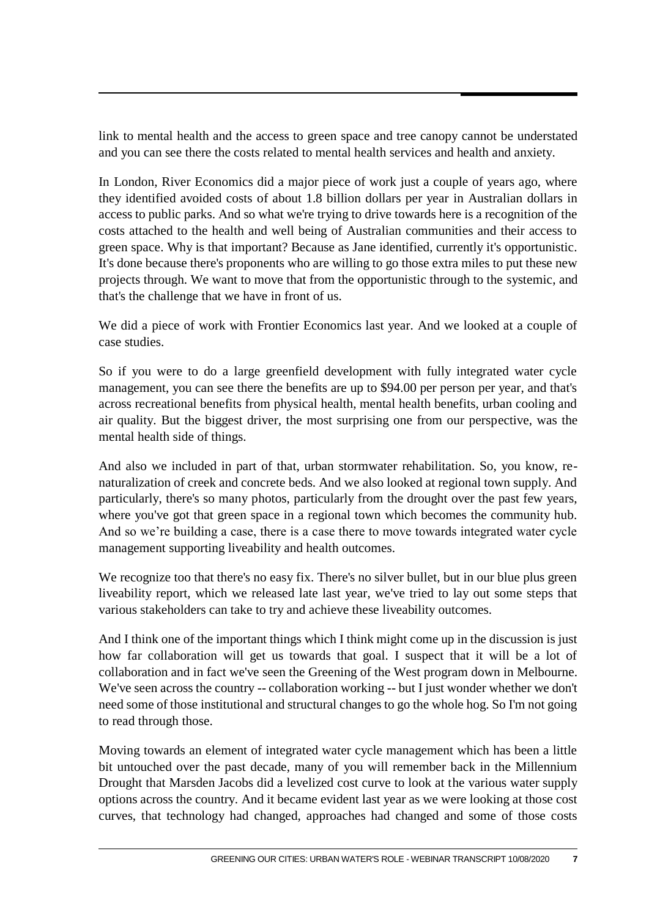link to mental health and the access to green space and tree canopy cannot be understated and you can see there the costs related to mental health services and health and anxiety.

In London, River Economics did a major piece of work just a couple of years ago, where they identified avoided costs of about 1.8 billion dollars per year in Australian dollars in access to public parks. And so what we're trying to drive towards here is a recognition of the costs attached to the health and well being of Australian communities and their access to green space. Why is that important? Because as Jane identified, currently it's opportunistic. It's done because there's proponents who are willing to go those extra miles to put these new projects through. We want to move that from the opportunistic through to the systemic, and that's the challenge that we have in front of us.

We did a piece of work with Frontier Economics last year. And we looked at a couple of case studies.

So if you were to do a large greenfield development with fully integrated water cycle management, you can see there the benefits are up to $94.00 per person per year, and that's across recreational benefits from physical health, mental health benefits, urban cooling and air quality. But the biggest driver, the most surprising one from our perspective, was the mental health side of things.

And also we included in part of that, urban stormwater rehabilitation. So, you know, re-naturalization of creek and concrete beds. And we also looked at regional town supply. And particularly, there's so many photos, particularly from the drought over the past few years, where you've got that green space in a regional town which becomes the community hub. And so we're building a case, there is a case there to move towards integrated water cycle management supporting liveability and health outcomes.

We recognize too that there's no easy fix. There's no silver bullet, but in our blue plus green liveability report, which we released late last year, we've tried to lay out some steps that various stakeholders can take to try and achieve these liveability outcomes.

And I think one of the important things which I think might come up in the discussion is just how far collaboration will get us towards that goal. I suspect that it will be a lot of collaboration and in fact we've seen the Greening of the West program down in Melbourne. We've seen across the country -- collaboration working -- but I just wonder whether we don't need some of those institutional and structural changes to go the whole hog. So I'm not going to read through those.

Moving towards an element of integrated water cycle management which has been a little bit untouched over the past decade, many of you will remember back in the Millennium Drought that Marsden Jacobs did a levelized cost curve to look at the various water supply options across the country. And it became evident last year as we were looking at those cost curves, that technology had changed, approaches had changed and some of those costs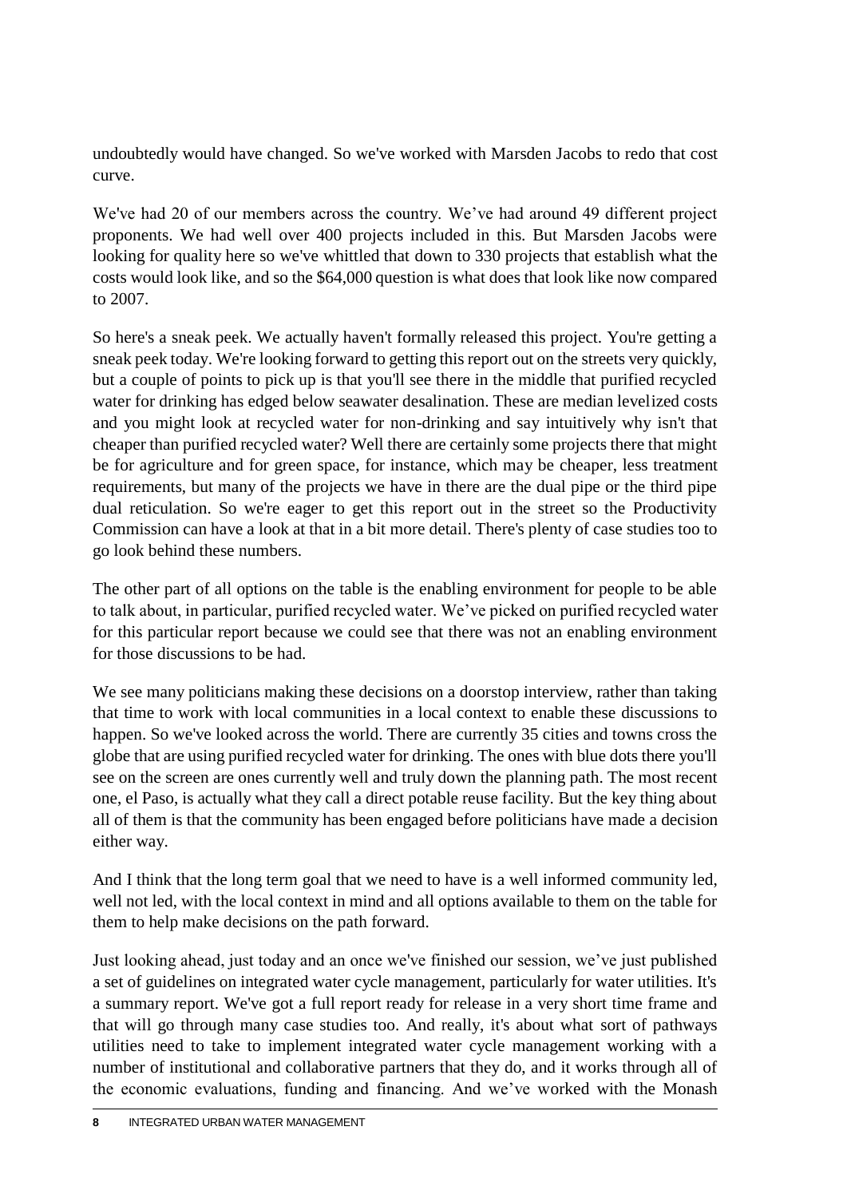undoubtedly would have changed. So we've worked with Marsden Jacobs to redo that cost curve.

We've had 20 of our members across the country. We've had around 49 different project proponents. We had well over 400 projects included in this. But Marsden Jacobs were looking for quality here so we've whittled that down to 330 projects that establish what the costs would look like, and so the $64,000 question is what does that look like now compared to 2007.

So here's a sneak peek. We actually haven't formally released this project. You're getting a sneak peek today. We're looking forward to getting this report out on the streets very quickly, but a couple of points to pick up is that you'll see there in the middle that purified recycled water for drinking has edged below seawater desalination. These are median levelized costs and you might look at recycled water for non-drinking and say intuitively why isn't that cheaper than purified recycled water? Well there are certainly some projects there that might be for agriculture and for green space, for instance, which may be cheaper, less treatment requirements, but many of the projects we have in there are the dual pipe or the third pipe dual reticulation. So we're eager to get this report out in the street so the Productivity Commission can have a look at that in a bit more detail. There's plenty of case studies too to go look behind these numbers.

The other part of all options on the table is the enabling environment for people to be able to talk about, in particular, purified recycled water. We've picked on purified recycled water for this particular report because we could see that there was not an enabling environment for those discussions to be had.

We see many politicians making these decisions on a doorstop interview, rather than taking that time to work with local communities in a local context to enable these discussions to happen. So we've looked across the world. There are currently 35 cities and towns cross the globe that are using purified recycled water for drinking. The ones with blue dots there you'll see on the screen are ones currently well and truly down the planning path. The most recent one, el Paso, is actually what they call a direct potable reuse facility. But the key thing about all of them is that the community has been engaged before politicians have made a decision either way.

And I think that the long term goal that we need to have is a well informed community led, well not led, with the local context in mind and all options available to them on the table for them to help make decisions on the path forward.

Just looking ahead, just today and an once we've finished our session, we've just published a set of guidelines on integrated water cycle management, particularly for water utilities. It's a summary report. We've got a full report ready for release in a very short time frame and that will go through many case studies too. And really, it's about what sort of pathways utilities need to take to implement integrated water cycle management working with a number of institutional and collaborative partners that they do, and it works through all of the economic evaluations, funding and financing. And we've worked with the Monash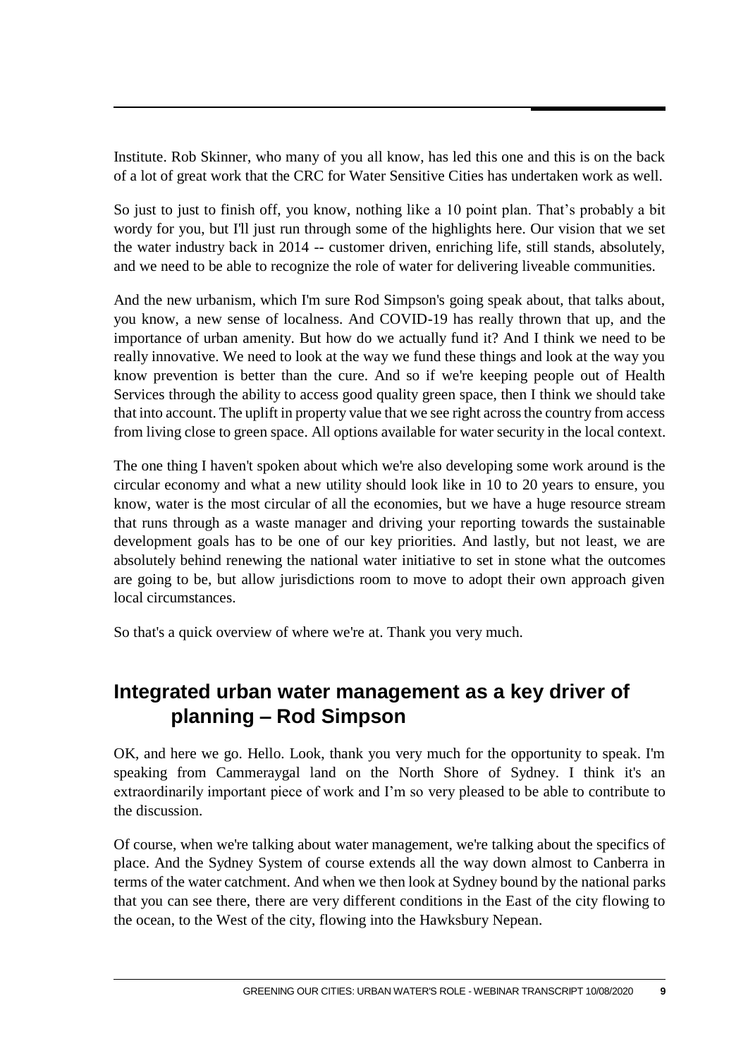Institute. Rob Skinner, who many of you all know, has led this one and this is on the back of a lot of great work that the CRC for Water Sensitive Cities has undertaken work as well.

So just to just to finish off, you know, nothing like a 10 point plan. That's probably a bit wordy for you, but I'll just run through some of the highlights here. Our vision that we set the water industry back in 2014 -- customer driven, enriching life, still stands, absolutely, and we need to be able to recognize the role of water for delivering liveable communities.

And the new urbanism, which I'm sure Rod Simpson's going speak about, that talks about, you know, a new sense of localness. And COVID-19 has really thrown that up, and the importance of urban amenity. But how do we actually fund it? And I think we need to be really innovative. We need to look at the way we fund these things and look at the way you know prevention is better than the cure. And so if we're keeping people out of Health Services through the ability to access good quality green space, then I think we should take that into account. The uplift in property value that we see right across the country from access from living close to green space. All options available for water security in the local context.

The one thing I haven't spoken about which we're also developing some work around is the circular economy and what a new utility should look like in 10 to 20 years to ensure, you know, water is the most circular of all the economies, but we have a huge resource stream that runs through as a waste manager and driving your reporting towards the sustainable development goals has to be one of our key priorities. And lastly, but not least, we are absolutely behind renewing the national water initiative to set in stone what the outcomes are going to be, but allow jurisdictions room to move to adopt their own approach given local circumstances.

So that's a quick overview of where we're at. Thank you very much.

## Integrated urban water management as a key driver of planning – Rod Simpson

OK, and here we go. Hello. Look, thank you very much for the opportunity to speak. I'm speaking from Cammeraygal land on the North Shore of Sydney. I think it's an extraordinarily important piece of work and I'm so very pleased to be able to contribute to the discussion.

Of course, when we're talking about water management, we're talking about the specifics of place. And the Sydney System of course extends all the way down almost to Canberra in terms of the water catchment. And when we then look at Sydney bound by the national parks that you can see there, there are very different conditions in the East of the city flowing to the ocean, to the West of the city, flowing into the Hawksbury Nepean.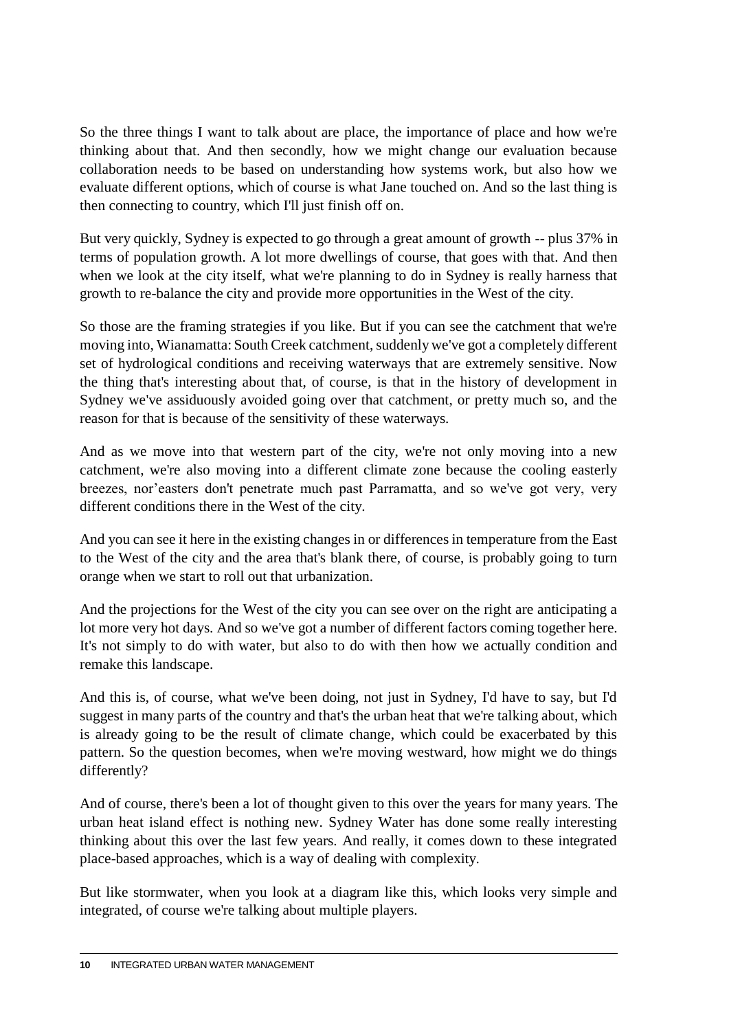So the three things I want to talk about are place, the importance of place and how we're thinking about that. And then secondly, how we might change our evaluation because collaboration needs to be based on understanding how systems work, but also how we evaluate different options, which of course is what Jane touched on. And so the last thing is then connecting to country, which I'll just finish off on.

But very quickly, Sydney is expected to go through a great amount of growth -- plus 37% in terms of population growth. A lot more dwellings of course, that goes with that. And then when we look at the city itself, what we're planning to do in Sydney is really harness that growth to re-balance the city and provide more opportunities in the West of the city.

So those are the framing strategies if you like. But if you can see the catchment that we're moving into, Wianamatta: South Creek catchment, suddenly we've got a completely different set of hydrological conditions and receiving waterways that are extremely sensitive. Now the thing that's interesting about that, of course, is that in the history of development in Sydney we've assiduously avoided going over that catchment, or pretty much so, and the reason for that is because of the sensitivity of these waterways.

And as we move into that western part of the city, we're not only moving into a new catchment, we're also moving into a different climate zone because the cooling easterly breezes, nor'easters don't penetrate much past Parramatta, and so we've got very, very different conditions there in the West of the city.

And you can see it here in the existing changes in or differences in temperature from the East to the West of the city and the area that's blank there, of course, is probably going to turn orange when we start to roll out that urbanization.

And the projections for the West of the city you can see over on the right are anticipating a lot more very hot days. And so we've got a number of different factors coming together here. It's not simply to do with water, but also to do with then how we actually condition and remake this landscape.

And this is, of course, what we've been doing, not just in Sydney, I'd have to say, but I'd suggest in many parts of the country and that's the urban heat that we're talking about, which is already going to be the result of climate change, which could be exacerbated by this pattern. So the question becomes, when we're moving westward, how might we do things differently?

And of course, there's been a lot of thought given to this over the years for many years. The urban heat island effect is nothing new. Sydney Water has done some really interesting thinking about this over the last few years. And really, it comes down to these integrated place-based approaches, which is a way of dealing with complexity.

But like stormwater, when you look at a diagram like this, which looks very simple and integrated, of course we're talking about multiple players.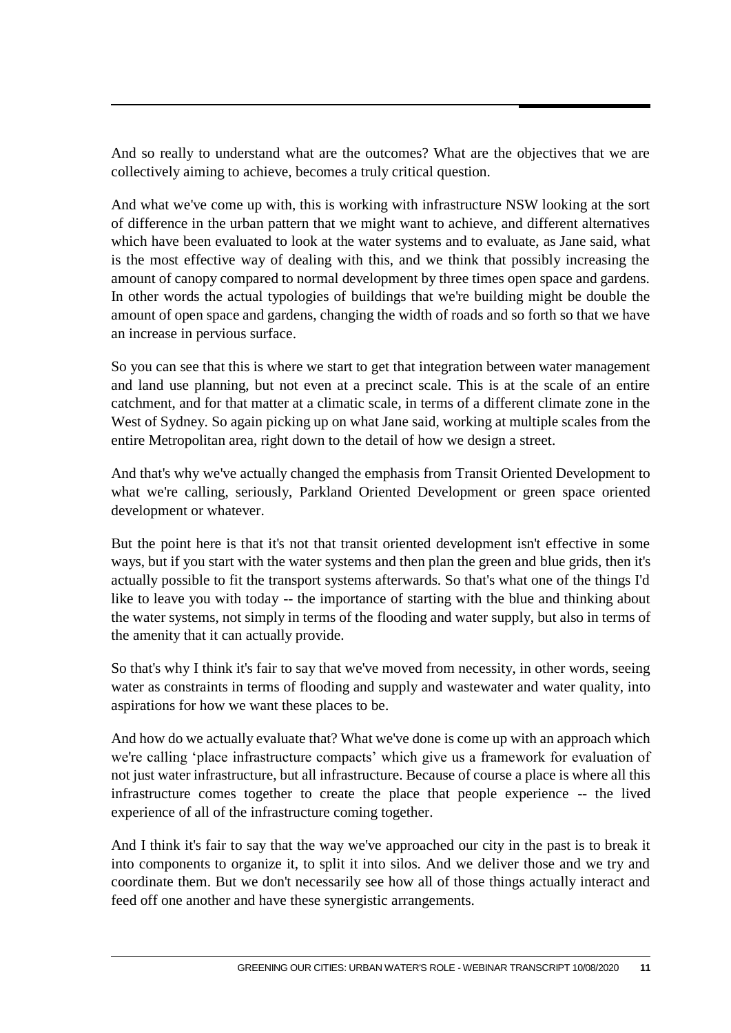And so really to understand what are the outcomes? What are the objectives that we are collectively aiming to achieve, becomes a truly critical question.

And what we've come up with, this is working with infrastructure NSW looking at the sort of difference in the urban pattern that we might want to achieve, and different alternatives which have been evaluated to look at the water systems and to evaluate, as Jane said, what is the most effective way of dealing with this, and we think that possibly increasing the amount of canopy compared to normal development by three times open space and gardens. In other words the actual typologies of buildings that we're building might be double the amount of open space and gardens, changing the width of roads and so forth so that we have an increase in pervious surface.

So you can see that this is where we start to get that integration between water management and land use planning, but not even at a precinct scale. This is at the scale of an entire catchment, and for that matter at a climatic scale, in terms of a different climate zone in the West of Sydney. So again picking up on what Jane said, working at multiple scales from the entire Metropolitan area, right down to the detail of how we design a street.

And that's why we've actually changed the emphasis from Transit Oriented Development to what we're calling, seriously, Parkland Oriented Development or green space oriented development or whatever.

But the point here is that it's not that transit oriented development isn't effective in some ways, but if you start with the water systems and then plan the green and blue grids, then it's actually possible to fit the transport systems afterwards. So that's what one of the things I'd like to leave you with today -- the importance of starting with the blue and thinking about the water systems, not simply in terms of the flooding and water supply, but also in terms of the amenity that it can actually provide.

So that's why I think it's fair to say that we've moved from necessity, in other words, seeing water as constraints in terms of flooding and supply and wastewater and water quality, into aspirations for how we want these places to be.

And how do we actually evaluate that? What we've done is come up with an approach which we're calling 'place infrastructure compacts' which give us a framework for evaluation of not just water infrastructure, but all infrastructure. Because of course a place is where all this infrastructure comes together to create the place that people experience -- the lived experience of all of the infrastructure coming together.

And I think it's fair to say that the way we've approached our city in the past is to break it into components to organize it, to split it into silos. And we deliver those and we try and coordinate them. But we don't necessarily see how all of those things actually interact and feed off one another and have these synergistic arrangements.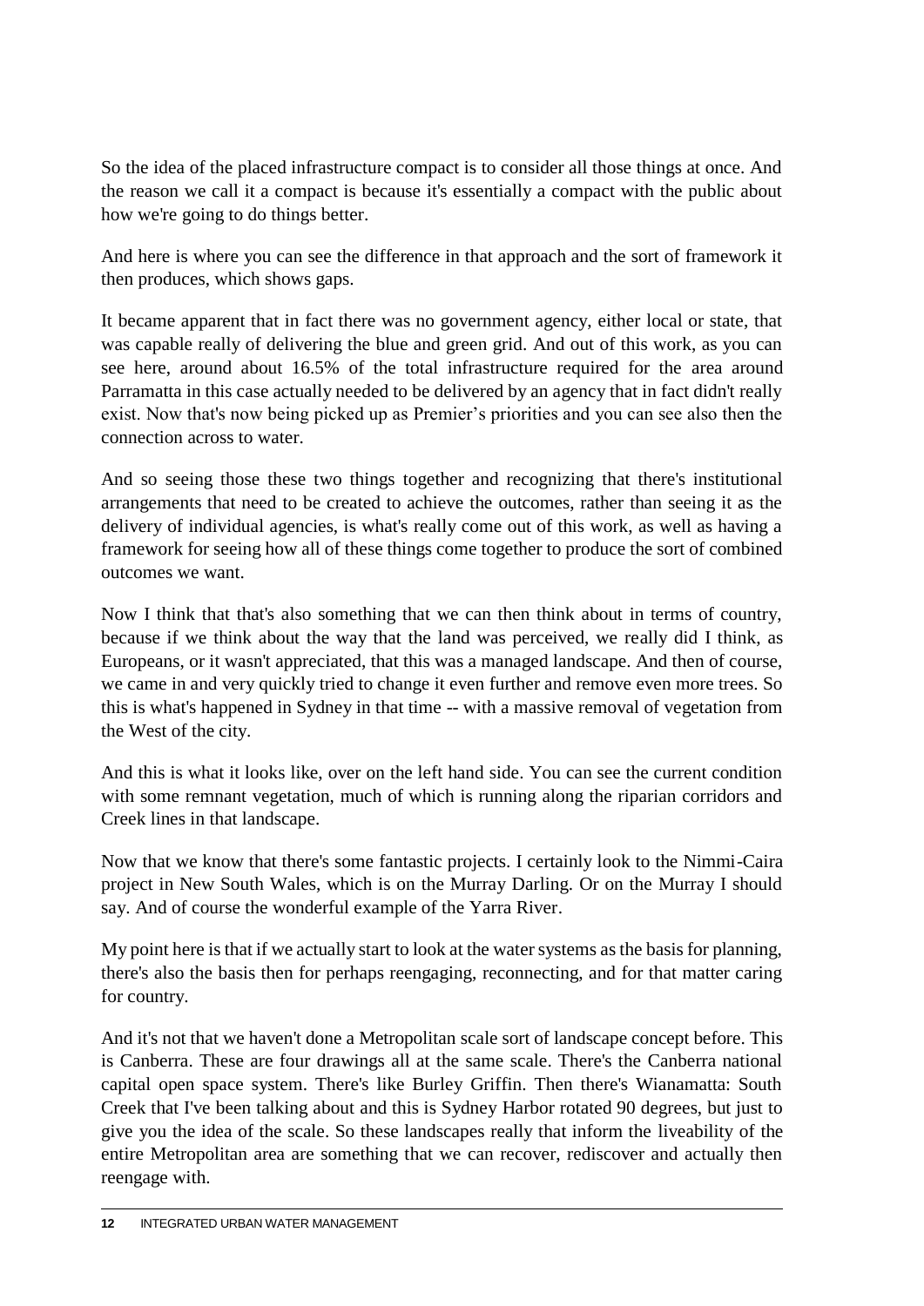So the idea of the placed infrastructure compact is to consider all those things at once. And the reason we call it a compact is because it's essentially a compact with the public about how we're going to do things better.

And here is where you can see the difference in that approach and the sort of framework it then produces, which shows gaps.

It became apparent that in fact there was no government agency, either local or state, that was capable really of delivering the blue and green grid. And out of this work, as you can see here, around about 16.5% of the total infrastructure required for the area around Parramatta in this case actually needed to be delivered by an agency that in fact didn't really exist. Now that's now being picked up as Premier's priorities and you can see also then the connection across to water.

And so seeing those these two things together and recognizing that there's institutional arrangements that need to be created to achieve the outcomes, rather than seeing it as the delivery of individual agencies, is what's really come out of this work, as well as having a framework for seeing how all of these things come together to produce the sort of combined outcomes we want.

Now I think that that's also something that we can then think about in terms of country, because if we think about the way that the land was perceived, we really did I think, as Europeans, or it wasn't appreciated, that this was a managed landscape. And then of course, we came in and very quickly tried to change it even further and remove even more trees. So this is what's happened in Sydney in that time -- with a massive removal of vegetation from the West of the city.

And this is what it looks like, over on the left hand side. You can see the current condition with some remnant vegetation, much of which is running along the riparian corridors and Creek lines in that landscape.

Now that we know that there's some fantastic projects. I certainly look to the Nimmi-Caira project in New South Wales, which is on the Murray Darling. Or on the Murray I should say. And of course the wonderful example of the Yarra River.

My point here is that if we actually start to look at the water systems as the basis for planning, there's also the basis then for perhaps reengaging, reconnecting, and for that matter caring for country.

And it's not that we haven't done a Metropolitan scale sort of landscape concept before. This is Canberra. These are four drawings all at the same scale. There's the Canberra national capital open space system. There's like Burley Griffin. Then there's Wianamatta: South Creek that I've been talking about and this is Sydney Harbor rotated 90 degrees, but just to give you the idea of the scale. So these landscapes really that inform the liveability of the entire Metropolitan area are something that we can recover, rediscover and actually then reengage with.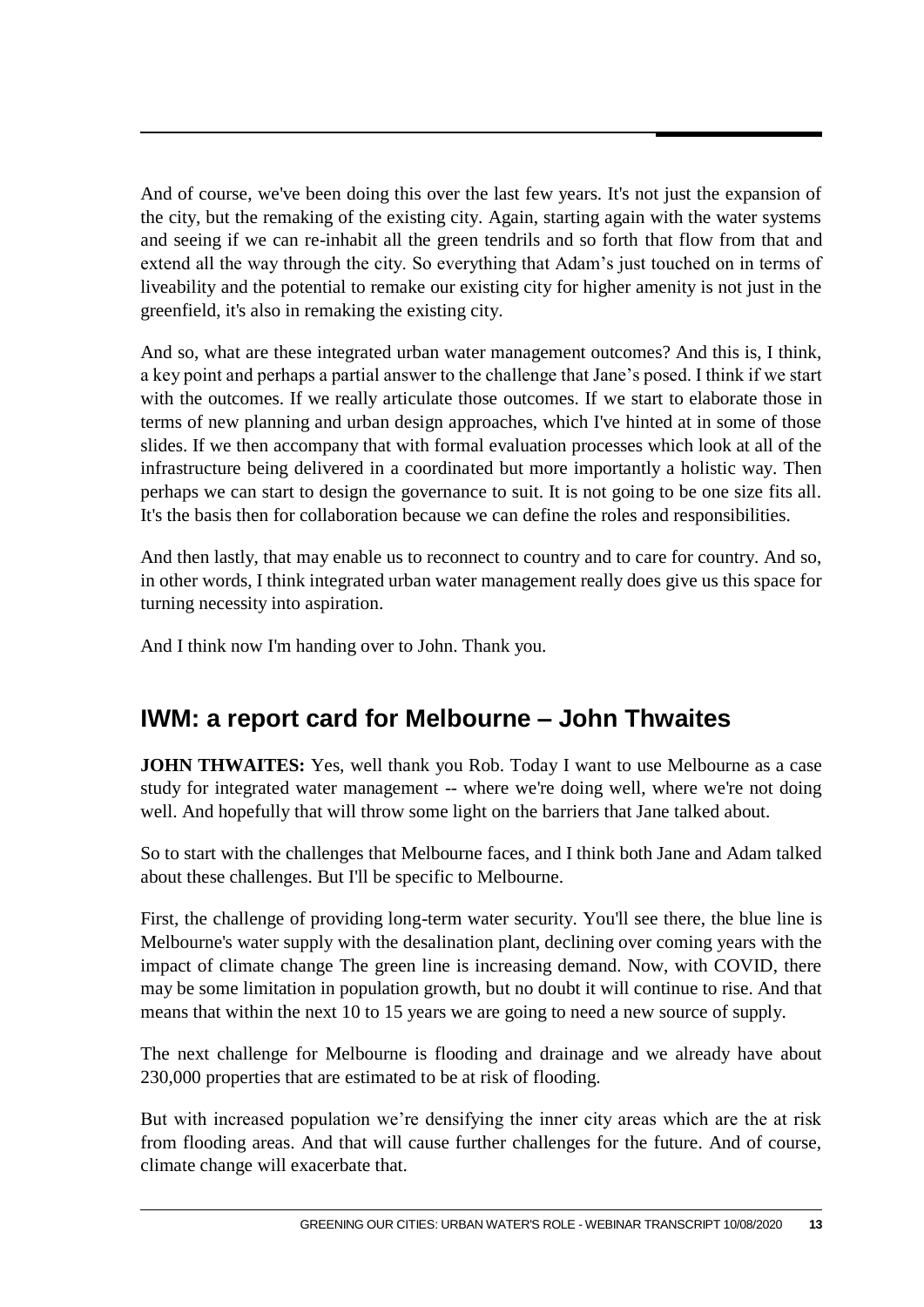And of course, we've been doing this over the last few years. It's not just the expansion of the city, but the remaking of the existing city. Again, starting again with the water systems and seeing if we can re-inhabit all the green tendrils and so forth that flow from that and extend all the way through the city. So everything that Adam's just touched on in terms of liveability and the potential to remake our existing city for higher amenity is not just in the greenfield, it's also in remaking the existing city.

And so, what are these integrated urban water management outcomes? And this is, I think, a key point and perhaps a partial answer to the challenge that Jane's posed. I think if we start with the outcomes. If we really articulate those outcomes. If we start to elaborate those in terms of new planning and urban design approaches, which I've hinted at in some of those slides. If we then accompany that with formal evaluation processes which look at all of the infrastructure being delivered in a coordinated but more importantly a holistic way. Then perhaps we can start to design the governance to suit. It is not going to be one size fits all. It's the basis then for collaboration because we can define the roles and responsibilities.

And then lastly, that may enable us to reconnect to country and to care for country. And so, in other words, I think integrated urban water management really does give us this space for turning necessity into aspiration.

And I think now I'm handing over to John. Thank you.

## IWM: a report card for Melbourne – John Thwaites

**JOHN THWAITES:** Yes, well thank you Rob. Today I want to use Melbourne as a case study for integrated water management -- where we're doing well, where we're not doing well. And hopefully that will throw some light on the barriers that Jane talked about.

So to start with the challenges that Melbourne faces, and I think both Jane and Adam talked about these challenges. But I'll be specific to Melbourne.

First, the challenge of providing long-term water security. You'll see there, the blue line is Melbourne's water supply with the desalination plant, declining over coming years with the impact of climate change The green line is increasing demand. Now, with COVID, there may be some limitation in population growth, but no doubt it will continue to rise. And that means that within the next 10 to 15 years we are going to need a new source of supply.

The next challenge for Melbourne is flooding and drainage and we already have about 230,000 properties that are estimated to be at risk of flooding.

But with increased population we're densifying the inner city areas which are the at risk from flooding areas. And that will cause further challenges for the future. And of course, climate change will exacerbate that.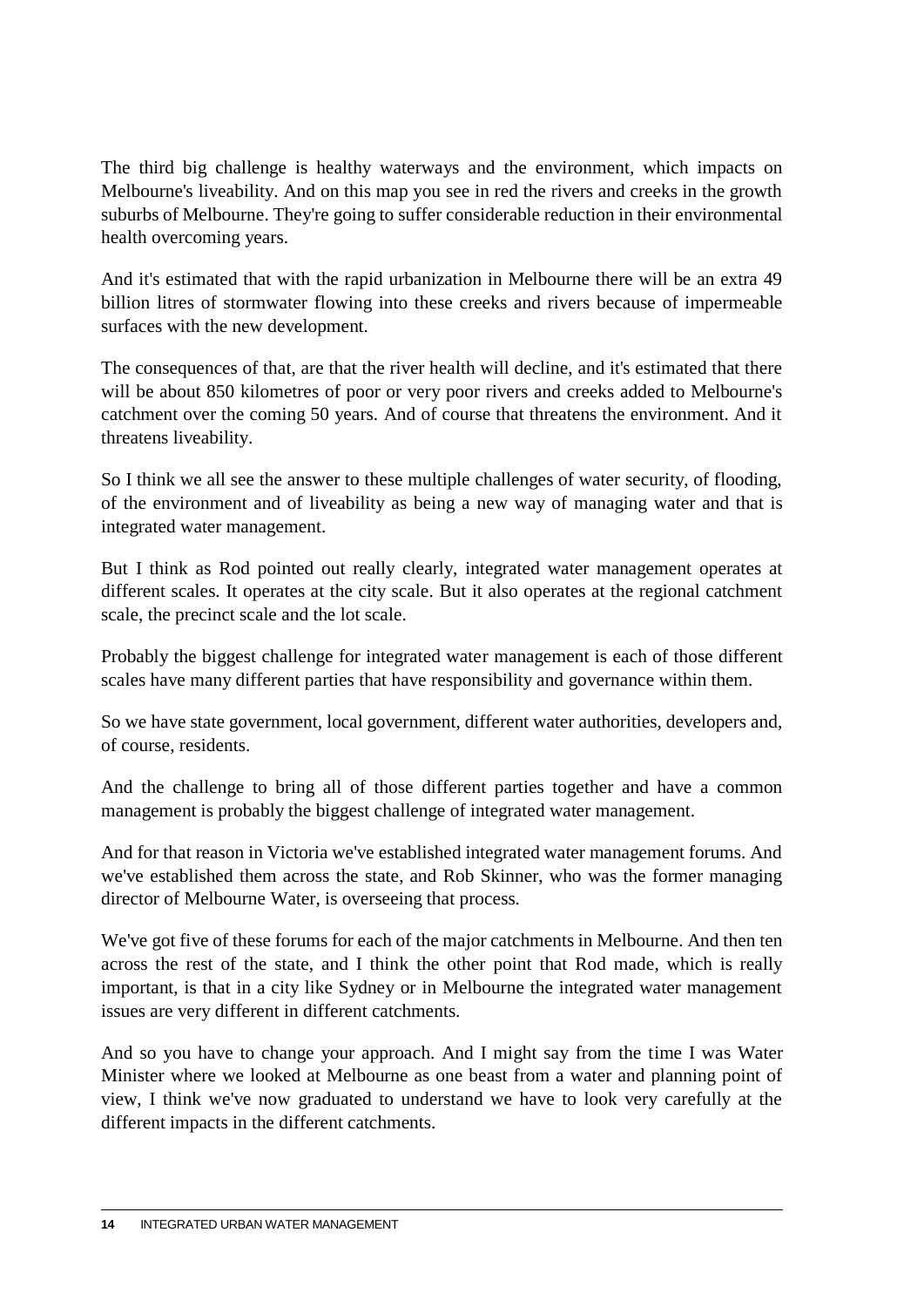The third big challenge is healthy waterways and the environment, which impacts on Melbourne's liveability. And on this map you see in red the rivers and creeks in the growth suburbs of Melbourne. They're going to suffer considerable reduction in their environmental health overcoming years.

And it's estimated that with the rapid urbanization in Melbourne there will be an extra 49 billion litres of stormwater flowing into these creeks and rivers because of impermeable surfaces with the new development.

The consequences of that, are that the river health will decline, and it's estimated that there will be about 850 kilometres of poor or very poor rivers and creeks added to Melbourne's catchment over the coming 50 years. And of course that threatens the environment. And it threatens liveability.

So I think we all see the answer to these multiple challenges of water security, of flooding, of the environment and of liveability as being a new way of managing water and that is integrated water management.

But I think as Rod pointed out really clearly, integrated water management operates at different scales. It operates at the city scale. But it also operates at the regional catchment scale, the precinct scale and the lot scale.

Probably the biggest challenge for integrated water management is each of those different scales have many different parties that have responsibility and governance within them.

So we have state government, local government, different water authorities, developers and, of course, residents.

And the challenge to bring all of those different parties together and have a common management is probably the biggest challenge of integrated water management.

And for that reason in Victoria we've established integrated water management forums. And we've established them across the state, and Rob Skinner, who was the former managing director of Melbourne Water, is overseeing that process.

We've got five of these forums for each of the major catchments in Melbourne. And then ten across the rest of the state, and I think the other point that Rod made, which is really important, is that in a city like Sydney or in Melbourne the integrated water management issues are very different in different catchments.

And so you have to change your approach. And I might say from the time I was Water Minister where we looked at Melbourne as one beast from a water and planning point of view, I think we've now graduated to understand we have to look very carefully at the different impacts in the different catchments.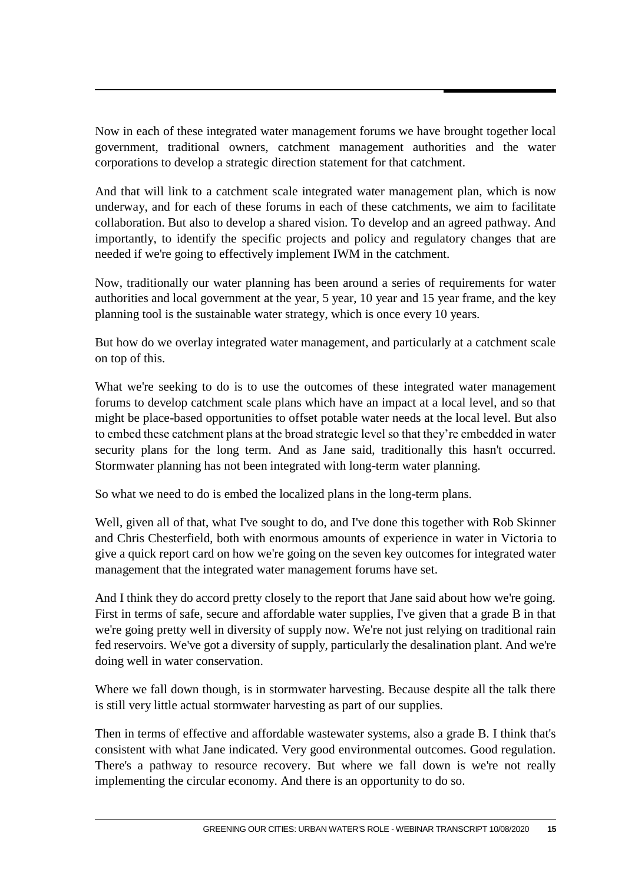Now in each of these integrated water management forums we have brought together local government, traditional owners, catchment management authorities and the water corporations to develop a strategic direction statement for that catchment.

And that will link to a catchment scale integrated water management plan, which is now underway, and for each of these forums in each of these catchments, we aim to facilitate collaboration. But also to develop a shared vision. To develop and an agreed pathway. And importantly, to identify the specific projects and policy and regulatory changes that are needed if we're going to effectively implement IWM in the catchment.

Now, traditionally our water planning has been around a series of requirements for water authorities and local government at the year, 5 year, 10 year and 15 year frame, and the key planning tool is the sustainable water strategy, which is once every 10 years.

But how do we overlay integrated water management, and particularly at a catchment scale on top of this.

What we're seeking to do is to use the outcomes of these integrated water management forums to develop catchment scale plans which have an impact at a local level, and so that might be place-based opportunities to offset potable water needs at the local level. But also to embed these catchment plans at the broad strategic level so that they're embedded in water security plans for the long term. And as Jane said, traditionally this hasn't occurred. Stormwater planning has not been integrated with long-term water planning.

So what we need to do is embed the localized plans in the long-term plans.

Well, given all of that, what I've sought to do, and I've done this together with Rob Skinner and Chris Chesterfield, both with enormous amounts of experience in water in Victoria to give a quick report card on how we're going on the seven key outcomes for integrated water management that the integrated water management forums have set.

And I think they do accord pretty closely to the report that Jane said about how we're going. First in terms of safe, secure and affordable water supplies, I've given that a grade B in that we're going pretty well in diversity of supply now. We're not just relying on traditional rain fed reservoirs. We've got a diversity of supply, particularly the desalination plant. And we're doing well in water conservation.

Where we fall down though, is in stormwater harvesting. Because despite all the talk there is still very little actual stormwater harvesting as part of our supplies.

Then in terms of effective and affordable wastewater systems, also a grade B. I think that's consistent with what Jane indicated. Very good environmental outcomes. Good regulation. There's a pathway to resource recovery. But where we fall down is we're not really implementing the circular economy. And there is an opportunity to do so.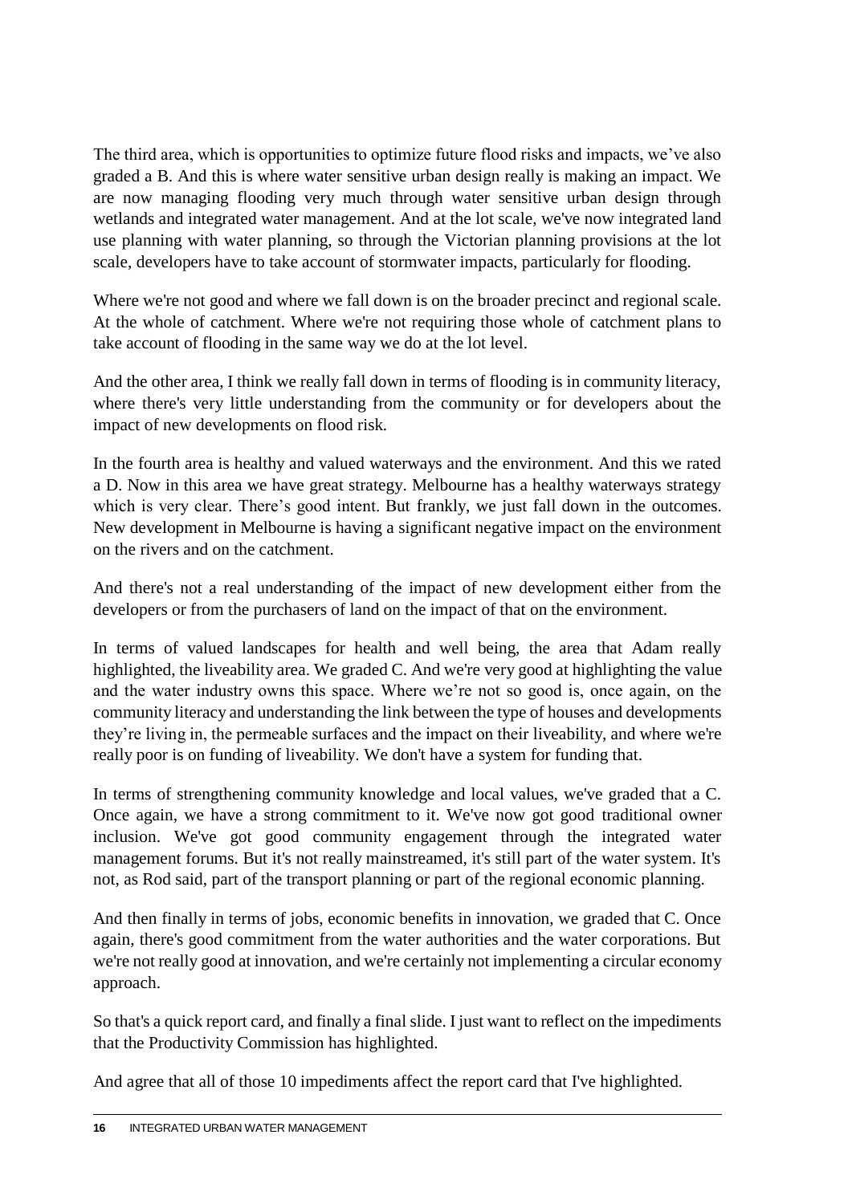The third area, which is opportunities to optimize future flood risks and impacts, we’ve also graded a B. And this is where water sensitive urban design really is making an impact. We are now managing flooding very much through water sensitive urban design through wetlands and integrated water management. And at the lot scale, we've now integrated land use planning with water planning, so through the Victorian planning provisions at the lot scale, developers have to take account of stormwater impacts, particularly for flooding.

Where we're not good and where we fall down is on the broader precinct and regional scale. At the whole of catchment. Where we're not requiring those whole of catchment plans to take account of flooding in the same way we do at the lot level.

And the other area, I think we really fall down in terms of flooding is in community literacy, where there's very little understanding from the community or for developers about the impact of new developments on flood risk.

In the fourth area is healthy and valued waterways and the environment. And this we rated a D. Now in this area we have great strategy. Melbourne has a healthy waterways strategy which is very clear. There’s good intent. But frankly, we just fall down in the outcomes. New development in Melbourne is having a significant negative impact on the environment on the rivers and on the catchment.

And there's not a real understanding of the impact of new development either from the developers or from the purchasers of land on the impact of that on the environment.

In terms of valued landscapes for health and well being, the area that Adam really highlighted, the liveability area. We graded C. And we're very good at highlighting the value and the water industry owns this space. Where we’re not so good is, once again, on the community literacy and understanding the link between the type of houses and developments they’re living in, the permeable surfaces and the impact on their liveability, and where we're really poor is on funding of liveability. We don't have a system for funding that.

In terms of strengthening community knowledge and local values, we've graded that a C. Once again, we have a strong commitment to it. We've now got good traditional owner inclusion. We've got good community engagement through the integrated water management forums. But it's not really mainstreamed, it's still part of the water system. It's not, as Rod said, part of the transport planning or part of the regional economic planning.

And then finally in terms of jobs, economic benefits in innovation, we graded that C. Once again, there's good commitment from the water authorities and the water corporations. But we're not really good at innovation, and we're certainly not implementing a circular economy approach.

So that's a quick report card, and finally a final slide. I just want to reflect on the impediments that the Productivity Commission has highlighted.

And agree that all of those 10 impediments affect the report card that I've highlighted.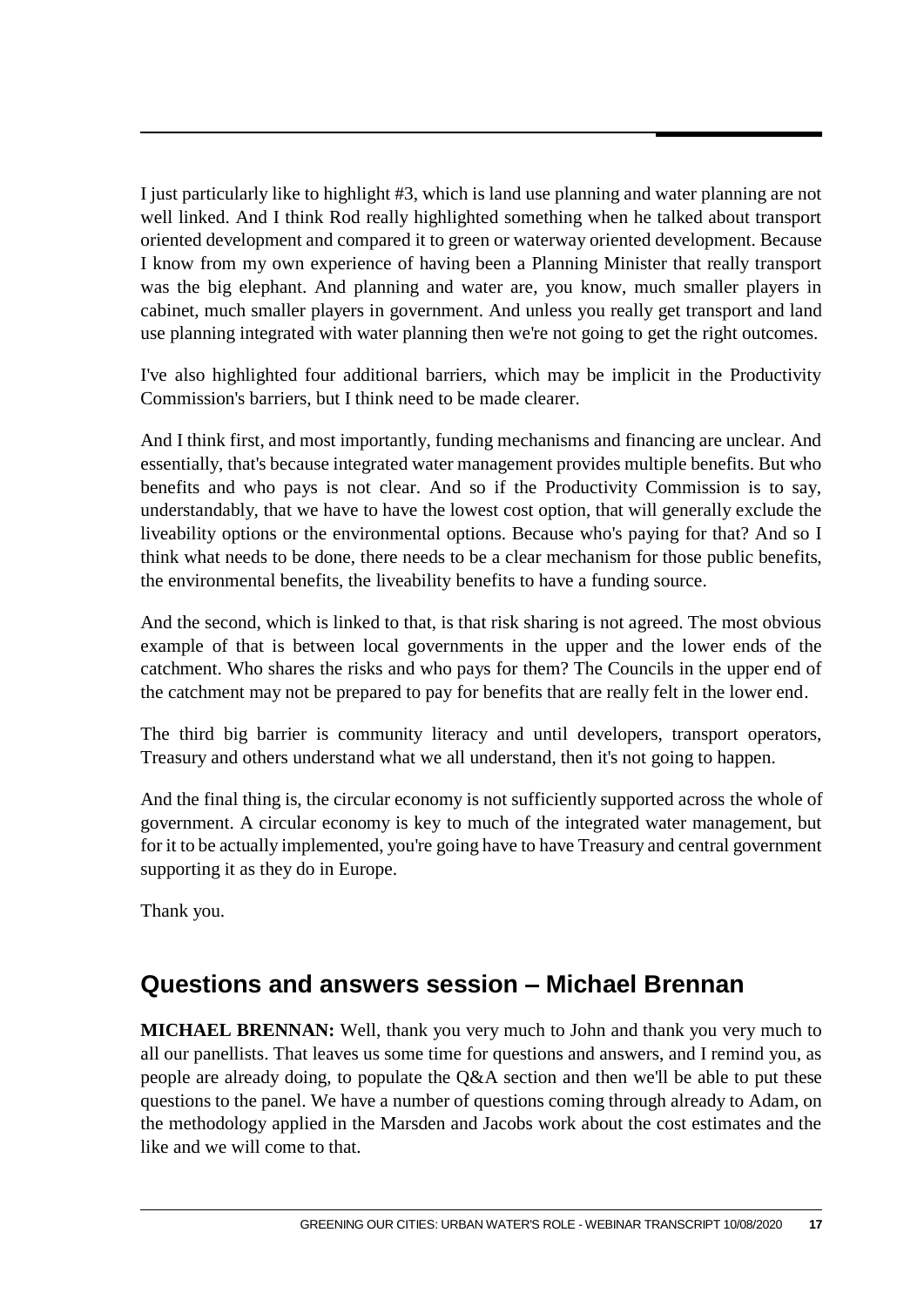I just particularly like to highlight #3, which is land use planning and water planning are not well linked. And I think Rod really highlighted something when he talked about transport oriented development and compared it to green or waterway oriented development. Because I know from my own experience of having been a Planning Minister that really transport was the big elephant. And planning and water are, you know, much smaller players in cabinet, much smaller players in government. And unless you really get transport and land use planning integrated with water planning then we're not going to get the right outcomes.

I've also highlighted four additional barriers, which may be implicit in the Productivity Commission's barriers, but I think need to be made clearer.

And I think first, and most importantly, funding mechanisms and financing are unclear. And essentially, that's because integrated water management provides multiple benefits. But who benefits and who pays is not clear. And so if the Productivity Commission is to say, understandably, that we have to have the lowest cost option, that will generally exclude the liveability options or the environmental options. Because who's paying for that? And so I think what needs to be done, there needs to be a clear mechanism for those public benefits, the environmental benefits, the liveability benefits to have a funding source.

And the second, which is linked to that, is that risk sharing is not agreed. The most obvious example of that is between local governments in the upper and the lower ends of the catchment. Who shares the risks and who pays for them? The Councils in the upper end of the catchment may not be prepared to pay for benefits that are really felt in the lower end.

The third big barrier is community literacy and until developers, transport operators, Treasury and others understand what we all understand, then it's not going to happen.

And the final thing is, the circular economy is not sufficiently supported across the whole of government. A circular economy is key to much of the integrated water management, but for it to be actually implemented, you're going have to have Treasury and central government supporting it as they do in Europe.

Thank you.

## Questions and answers session – Michael Brennan

**MICHAEL BRENNAN:** Well, thank you very much to John and thank you very much to all our panellists. That leaves us some time for questions and answers, and I remind you, as people are already doing, to populate the Q&A section and then we'll be able to put these questions to the panel. We have a number of questions coming through already to Adam, on the methodology applied in the Marsden and Jacobs work about the cost estimates and the like and we will come to that.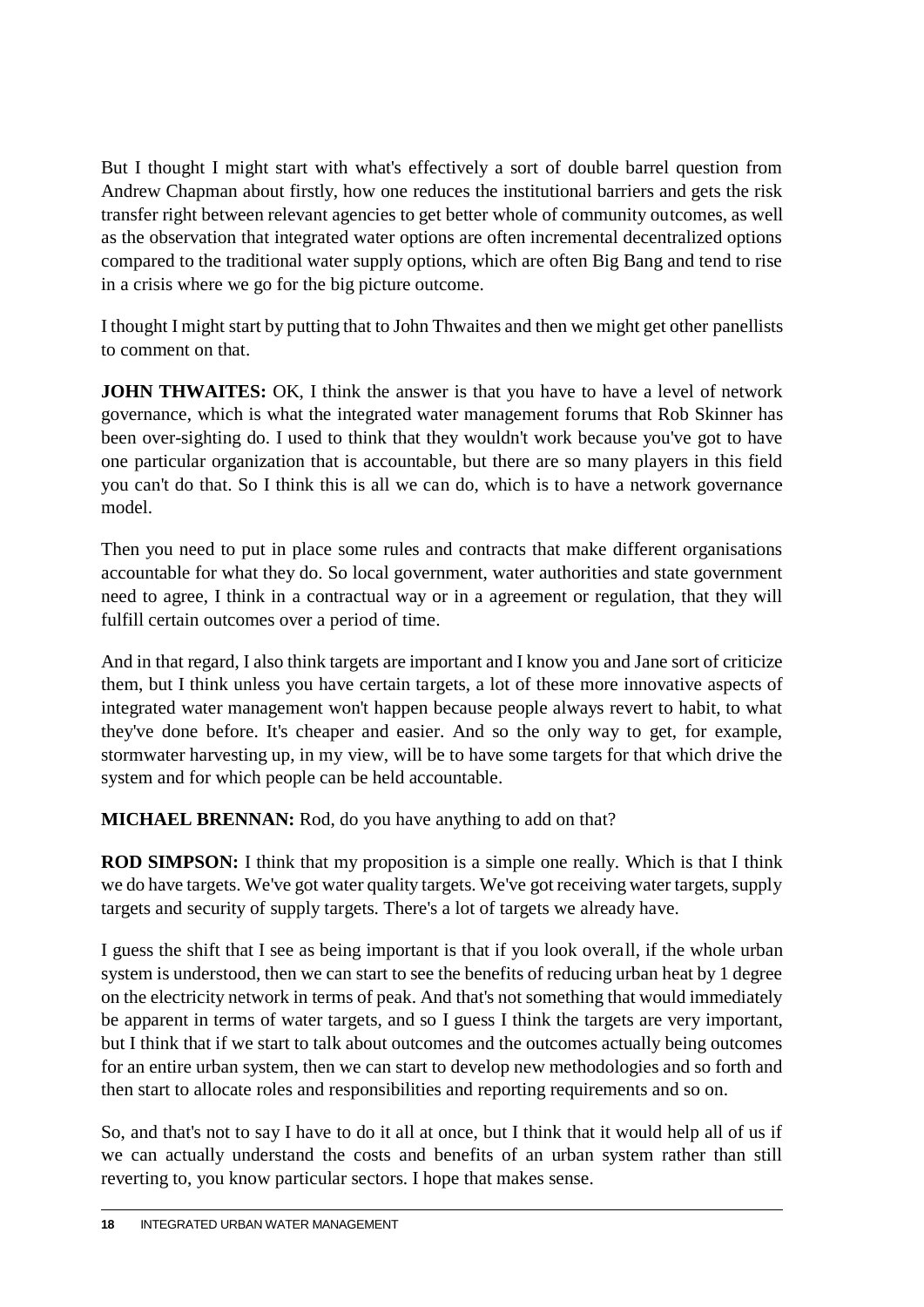But I thought I might start with what's effectively a sort of double barrel question from Andrew Chapman about firstly, how one reduces the institutional barriers and gets the risk transfer right between relevant agencies to get better whole of community outcomes, as well as the observation that integrated water options are often incremental decentralized options compared to the traditional water supply options, which are often Big Bang and tend to rise in a crisis where we go for the big picture outcome.

I thought I might start by putting that to John Thwaites and then we might get other panellists to comment on that.

**JOHN THWAITES:** OK, I think the answer is that you have to have a level of network governance, which is what the integrated water management forums that Rob Skinner has been over-sighting do. I used to think that they wouldn't work because you've got to have one particular organization that is accountable, but there are so many players in this field you can't do that. So I think this is all we can do, which is to have a network governance model.

Then you need to put in place some rules and contracts that make different organisations accountable for what they do. So local government, water authorities and state government need to agree, I think in a contractual way or in a agreement or regulation, that they will fulfill certain outcomes over a period of time.

And in that regard, I also think targets are important and I know you and Jane sort of criticize them, but I think unless you have certain targets, a lot of these more innovative aspects of integrated water management won't happen because people always revert to habit, to what they've done before. It's cheaper and easier. And so the only way to get, for example, stormwater harvesting up, in my view, will be to have some targets for that which drive the system and for which people can be held accountable.

**MICHAEL BRENNAN:** Rod, do you have anything to add on that?

**ROD SIMPSON:** I think that my proposition is a simple one really. Which is that I think we do have targets. We've got water quality targets. We've got receiving water targets, supply targets and security of supply targets. There's a lot of targets we already have.

I guess the shift that I see as being important is that if you look overall, if the whole urban system is understood, then we can start to see the benefits of reducing urban heat by 1 degree on the electricity network in terms of peak. And that's not something that would immediately be apparent in terms of water targets, and so I guess I think the targets are very important, but I think that if we start to talk about outcomes and the outcomes actually being outcomes for an entire urban system, then we can start to develop new methodologies and so forth and then start to allocate roles and responsibilities and reporting requirements and so on.

So, and that's not to say I have to do it all at once, but I think that it would help all of us if we can actually understand the costs and benefits of an urban system rather than still reverting to, you know particular sectors. I hope that makes sense.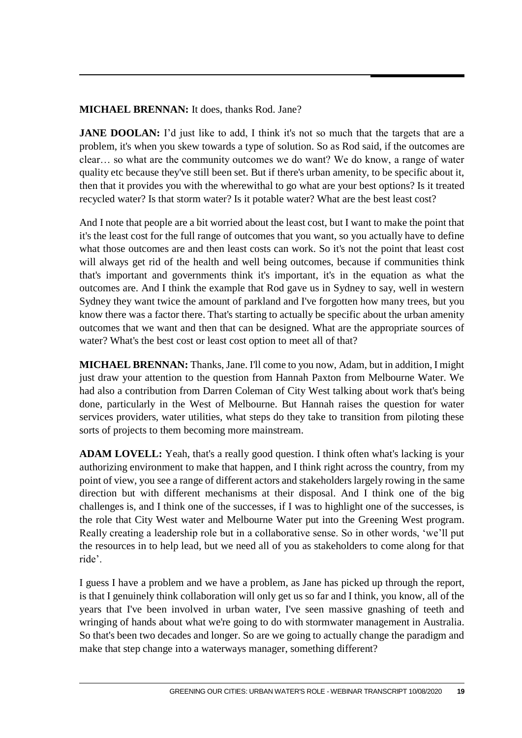**MICHAEL BRENNAN:** It does, thanks Rod. Jane?

**JANE DOOLAN:** I'd just like to add, I think it's not so much that the targets that are a problem, it's when you skew towards a type of solution. So as Rod said, if the outcomes are clear… so what are the community outcomes we do want? We do know, a range of water quality etc because they've still been set. But if there's urban amenity, to be specific about it, then that it provides you with the wherewithal to go what are your best options? Is it treated recycled water? Is that storm water? Is it potable water? What are the best least cost?

And I note that people are a bit worried about the least cost, but I want to make the point that it's the least cost for the full range of outcomes that you want, so you actually have to define what those outcomes are and then least costs can work. So it's not the point that least cost will always get rid of the health and well being outcomes, because if communities think that's important and governments think it's important, it's in the equation as what the outcomes are. And I think the example that Rod gave us in Sydney to say, well in western Sydney they want twice the amount of parkland and I've forgotten how many trees, but you know there was a factor there. That's starting to actually be specific about the urban amenity outcomes that we want and then that can be designed. What are the appropriate sources of water? What's the best cost or least cost option to meet all of that?

**MICHAEL BRENNAN:** Thanks, Jane. I'll come to you now, Adam, but in addition, I might just draw your attention to the question from Hannah Paxton from Melbourne Water. We had also a contribution from Darren Coleman of City West talking about work that's being done, particularly in the West of Melbourne. But Hannah raises the question for water services providers, water utilities, what steps do they take to transition from piloting these sorts of projects to them becoming more mainstream.

**ADAM LOVELL:** Yeah, that's a really good question. I think often what's lacking is your authorizing environment to make that happen, and I think right across the country, from my point of view, you see a range of different actors and stakeholders largely rowing in the same direction but with different mechanisms at their disposal. And I think one of the big challenges is, and I think one of the successes, if I was to highlight one of the successes, is the role that City West water and Melbourne Water put into the Greening West program. Really creating a leadership role but in a collaborative sense. So in other words, 'we'll put the resources in to help lead, but we need all of you as stakeholders to come along for that ride'.

I guess I have a problem and we have a problem, as Jane has picked up through the report, is that I genuinely think collaboration will only get us so far and I think, you know, all of the years that I've been involved in urban water, I've seen massive gnashing of teeth and wringing of hands about what we're going to do with stormwater management in Australia. So that's been two decades and longer. So are we going to actually change the paradigm and make that step change into a waterways manager, something different?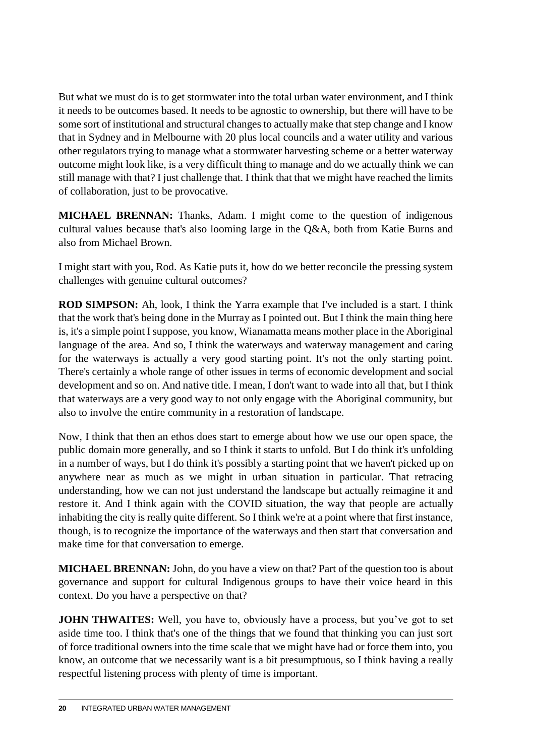But what we must do is to get stormwater into the total urban water environment, and I think it needs to be outcomes based. It needs to be agnostic to ownership, but there will have to be some sort of institutional and structural changes to actually make that step change and I know that in Sydney and in Melbourne with 20 plus local councils and a water utility and various other regulators trying to manage what a stormwater harvesting scheme or a better waterway outcome might look like, is a very difficult thing to manage and do we actually think we can still manage with that? I just challenge that. I think that that we might have reached the limits of collaboration, just to be provocative.

**MICHAEL BRENNAN:** Thanks, Adam. I might come to the question of indigenous cultural values because that's also looming large in the Q&A, both from Katie Burns and also from Michael Brown.

I might start with you, Rod. As Katie puts it, how do we better reconcile the pressing system challenges with genuine cultural outcomes?

**ROD SIMPSON:** Ah, look, I think the Yarra example that I've included is a start. I think that the work that's being done in the Murray as I pointed out. But I think the main thing here is, it's a simple point I suppose, you know, Wianamatta means mother place in the Aboriginal language of the area. And so, I think the waterways and waterway management and caring for the waterways is actually a very good starting point. It's not the only starting point. There's certainly a whole range of other issues in terms of economic development and social development and so on. And native title. I mean, I don't want to wade into all that, but I think that waterways are a very good way to not only engage with the Aboriginal community, but also to involve the entire community in a restoration of landscape.

Now, I think that then an ethos does start to emerge about how we use our open space, the public domain more generally, and so I think it starts to unfold. But I do think it's unfolding in a number of ways, but I do think it's possibly a starting point that we haven't picked up on anywhere near as much as we might in urban situation in particular. That retracing understanding, how we can not just understand the landscape but actually reimagine it and restore it. And I think again with the COVID situation, the way that people are actually inhabiting the city is really quite different. So I think we're at a point where that first instance, though, is to recognize the importance of the waterways and then start that conversation and make time for that conversation to emerge.

**MICHAEL BRENNAN:** John, do you have a view on that? Part of the question too is about governance and support for cultural Indigenous groups to have their voice heard in this context. Do you have a perspective on that?

**JOHN THWAITES:** Well, you have to, obviously have a process, but you've got to set aside time too. I think that's one of the things that we found that thinking you can just sort of force traditional owners into the time scale that we might have had or force them into, you know, an outcome that we necessarily want is a bit presumptuous, so I think having a really respectful listening process with plenty of time is important.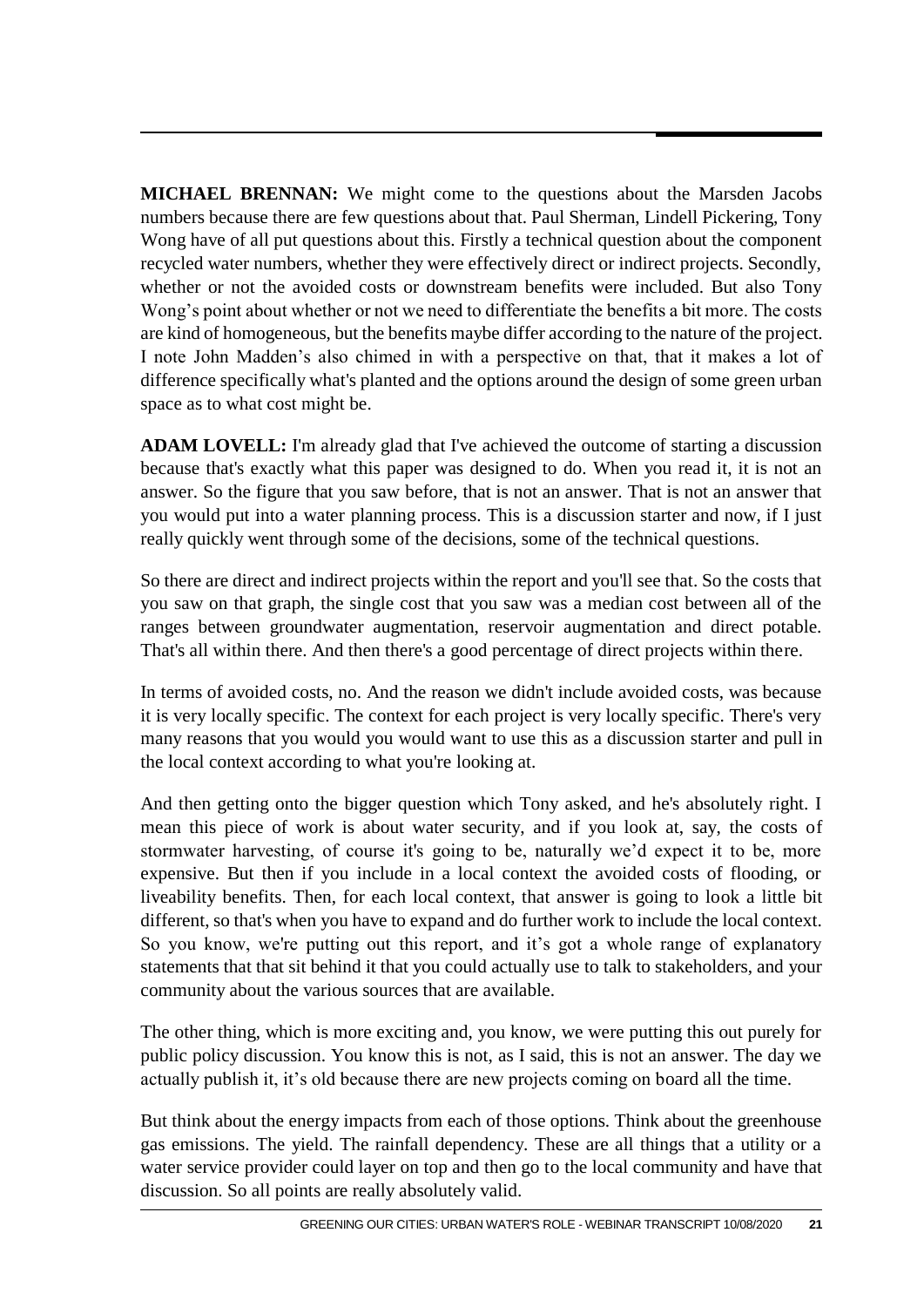**MICHAEL BRENNAN:** We might come to the questions about the Marsden Jacobs numbers because there are few questions about that. Paul Sherman, Lindell Pickering, Tony Wong have of all put questions about this. Firstly a technical question about the component recycled water numbers, whether they were effectively direct or indirect projects. Secondly, whether or not the avoided costs or downstream benefits were included. But also Tony Wong's point about whether or not we need to differentiate the benefits a bit more. The costs are kind of homogeneous, but the benefits maybe differ according to the nature of the project. I note John Madden's also chimed in with a perspective on that, that it makes a lot of difference specifically what's planted and the options around the design of some green urban space as to what cost might be.

**ADAM LOVELL:** I'm already glad that I've achieved the outcome of starting a discussion because that's exactly what this paper was designed to do. When you read it, it is not an answer. So the figure that you saw before, that is not an answer. That is not an answer that you would put into a water planning process. This is a discussion starter and now, if I just really quickly went through some of the decisions, some of the technical questions.

So there are direct and indirect projects within the report and you'll see that. So the costs that you saw on that graph, the single cost that you saw was a median cost between all of the ranges between groundwater augmentation, reservoir augmentation and direct potable. That's all within there. And then there's a good percentage of direct projects within there.

In terms of avoided costs, no. And the reason we didn't include avoided costs, was because it is very locally specific. The context for each project is very locally specific. There's very many reasons that you would you would want to use this as a discussion starter and pull in the local context according to what you're looking at.

And then getting onto the bigger question which Tony asked, and he's absolutely right. I mean this piece of work is about water security, and if you look at, say, the costs of stormwater harvesting, of course it's going to be, naturally we'd expect it to be, more expensive. But then if you include in a local context the avoided costs of flooding, or liveability benefits. Then, for each local context, that answer is going to look a little bit different, so that's when you have to expand and do further work to include the local context. So you know, we're putting out this report, and it's got a whole range of explanatory statements that that sit behind it that you could actually use to talk to stakeholders, and your community about the various sources that are available.

The other thing, which is more exciting and, you know, we were putting this out purely for public policy discussion. You know this is not, as I said, this is not an answer. The day we actually publish it, it's old because there are new projects coming on board all the time.

But think about the energy impacts from each of those options. Think about the greenhouse gas emissions. The yield. The rainfall dependency. These are all things that a utility or a water service provider could layer on top and then go to the local community and have that discussion. So all points are really absolutely valid.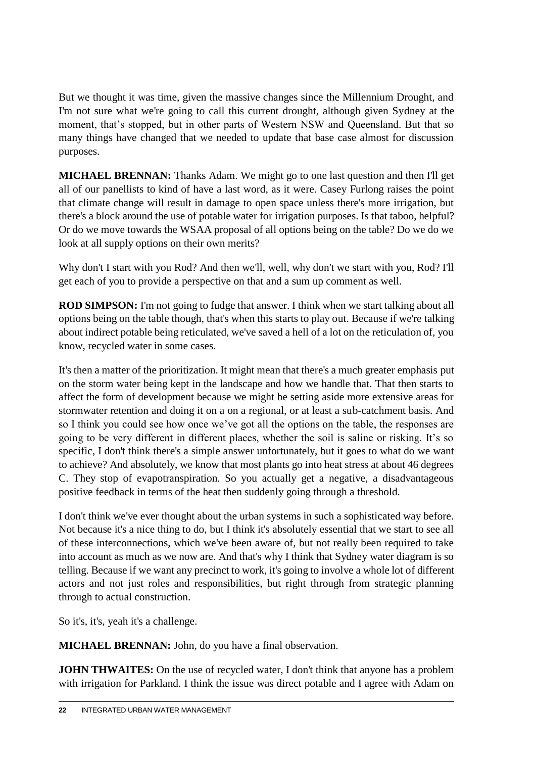But we thought it was time, given the massive changes since the Millennium Drought, and I'm not sure what we're going to call this current drought, although given Sydney at the moment, that's stopped, but in other parts of Western NSW and Queensland. But that so many things have changed that we needed to update that base case almost for discussion purposes.

**MICHAEL BRENNAN:** Thanks Adam. We might go to one last question and then I'll get all of our panellists to kind of have a last word, as it were. Casey Furlong raises the point that climate change will result in damage to open space unless there's more irrigation, but there's a block around the use of potable water for irrigation purposes. Is that taboo, helpful? Or do we move towards the WSAA proposal of all options being on the table? Do we do we look at all supply options on their own merits?

Why don't I start with you Rod? And then we'll, well, why don't we start with you, Rod? I'll get each of you to provide a perspective on that and a sum up comment as well.

**ROD SIMPSON:** I'm not going to fudge that answer. I think when we start talking about all options being on the table though, that's when this starts to play out. Because if we're talking about indirect potable being reticulated, we've saved a hell of a lot on the reticulation of, you know, recycled water in some cases.

It's then a matter of the prioritization. It might mean that there's a much greater emphasis put on the storm water being kept in the landscape and how we handle that. That then starts to affect the form of development because we might be setting aside more extensive areas for stormwater retention and doing it on a on a regional, or at least a sub-catchment basis. And so I think you could see how once we've got all the options on the table, the responses are going to be very different in different places, whether the soil is saline or risking. It's so specific, I don't think there's a simple answer unfortunately, but it goes to what do we want to achieve? And absolutely, we know that most plants go into heat stress at about 46 degrees C. They stop of evapotranspiration. So you actually get a negative, a disadvantageous positive feedback in terms of the heat then suddenly going through a threshold.

I don't think we've ever thought about the urban systems in such a sophisticated way before. Not because it's a nice thing to do, but I think it's absolutely essential that we start to see all of these interconnections, which we've been aware of, but not really been required to take into account as much as we now are. And that's why I think that Sydney water diagram is so telling. Because if we want any precinct to work, it's going to involve a whole lot of different actors and not just roles and responsibilities, but right through from strategic planning through to actual construction.

So it's, it's, yeah it's a challenge.

**MICHAEL BRENNAN:** John, do you have a final observation.

**JOHN THWAITES:** On the use of recycled water, I don't think that anyone has a problem with irrigation for Parkland. I think the issue was direct potable and I agree with Adam on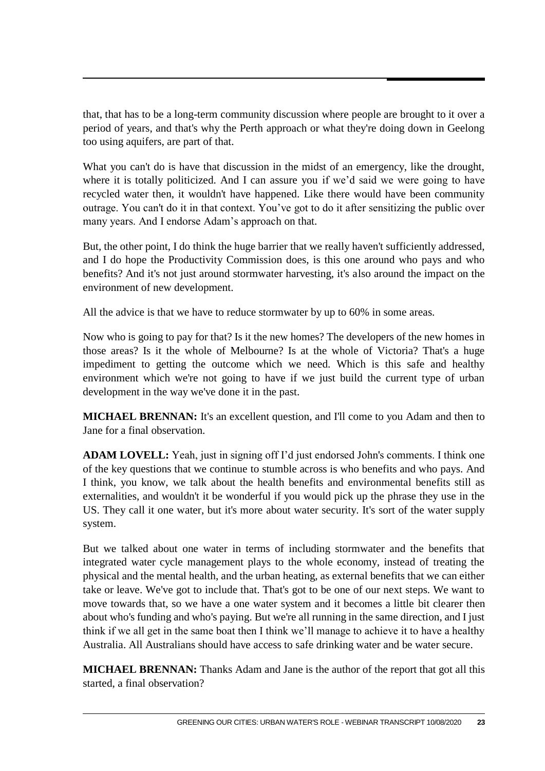that, that has to be a long-term community discussion where people are brought to it over a period of years, and that's why the Perth approach or what they're doing down in Geelong too using aquifers, are part of that.

What you can't do is have that discussion in the midst of an emergency, like the drought, where it is totally politicized. And I can assure you if we'd said we were going to have recycled water then, it wouldn't have happened. Like there would have been community outrage. You can't do it in that context. You've got to do it after sensitizing the public over many years. And I endorse Adam's approach on that.

But, the other point, I do think the huge barrier that we really haven't sufficiently addressed, and I do hope the Productivity Commission does, is this one around who pays and who benefits? And it's not just around stormwater harvesting, it's also around the impact on the environment of new development.

All the advice is that we have to reduce stormwater by up to 60% in some areas.

Now who is going to pay for that? Is it the new homes? The developers of the new homes in those areas? Is it the whole of Melbourne? Is at the whole of Victoria? That's a huge impediment to getting the outcome which we need. Which is this safe and healthy environment which we're not going to have if we just build the current type of urban development in the way we've done it in the past.

**MICHAEL BRENNAN:** It's an excellent question, and I'll come to you Adam and then to Jane for a final observation.

**ADAM LOVELL:** Yeah, just in signing off I'd just endorsed John's comments. I think one of the key questions that we continue to stumble across is who benefits and who pays. And I think, you know, we talk about the health benefits and environmental benefits still as externalities, and wouldn't it be wonderful if you would pick up the phrase they use in the US. They call it one water, but it's more about water security. It's sort of the water supply system.

But we talked about one water in terms of including stormwater and the benefits that integrated water cycle management plays to the whole economy, instead of treating the physical and the mental health, and the urban heating, as external benefits that we can either take or leave. We've got to include that. That's got to be one of our next steps. We want to move towards that, so we have a one water system and it becomes a little bit clearer then about who's funding and who's paying. But we're all running in the same direction, and I just think if we all get in the same boat then I think we'll manage to achieve it to have a healthy Australia. All Australians should have access to safe drinking water and be water secure.

**MICHAEL BRENNAN:** Thanks Adam and Jane is the author of the report that got all this started, a final observation?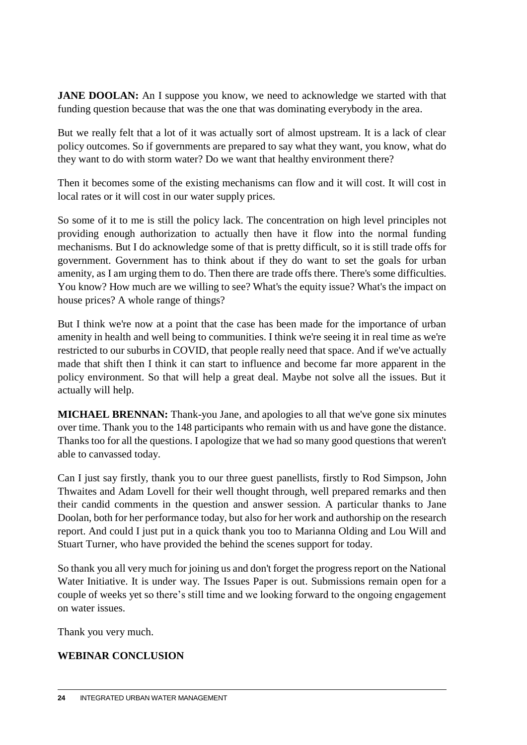**JANE DOOLAN:** An I suppose you know, we need to acknowledge we started with that funding question because that was the one that was dominating everybody in the area.

But we really felt that a lot of it was actually sort of almost upstream. It is a lack of clear policy outcomes. So if governments are prepared to say what they want, you know, what do they want to do with storm water? Do we want that healthy environment there?

Then it becomes some of the existing mechanisms can flow and it will cost. It will cost in local rates or it will cost in our water supply prices.

So some of it to me is still the policy lack. The concentration on high level principles not providing enough authorization to actually then have it flow into the normal funding mechanisms. But I do acknowledge some of that is pretty difficult, so it is still trade offs for government. Government has to think about if they do want to set the goals for urban amenity, as I am urging them to do. Then there are trade offs there. There's some difficulties. You know? How much are we willing to see? What's the equity issue? What's the impact on house prices? A whole range of things?

But I think we're now at a point that the case has been made for the importance of urban amenity in health and well being to communities. I think we're seeing it in real time as we're restricted to our suburbs in COVID, that people really need that space. And if we've actually made that shift then I think it can start to influence and become far more apparent in the policy environment. So that will help a great deal. Maybe not solve all the issues. But it actually will help.

**MICHAEL BRENNAN:** Thank-you Jane, and apologies to all that we've gone six minutes over time. Thank you to the 148 participants who remain with us and have gone the distance. Thanks too for all the questions. I apologize that we had so many good questions that weren't able to canvassed today.

Can I just say firstly, thank you to our three guest panellists, firstly to Rod Simpson, John Thwaites and Adam Lovell for their well thought through, well prepared remarks and then their candid comments in the question and answer session. A particular thanks to Jane Doolan, both for her performance today, but also for her work and authorship on the research report. And could I just put in a quick thank you too to Marianna Olding and Lou Will and Stuart Turner, who have provided the behind the scenes support for today.

So thank you all very much for joining us and don't forget the progress report on the National Water Initiative. It is under way. The Issues Paper is out. Submissions remain open for a couple of weeks yet so there's still time and we looking forward to the ongoing engagement on water issues.

Thank you very much.

**WEBINAR CONCLUSION**